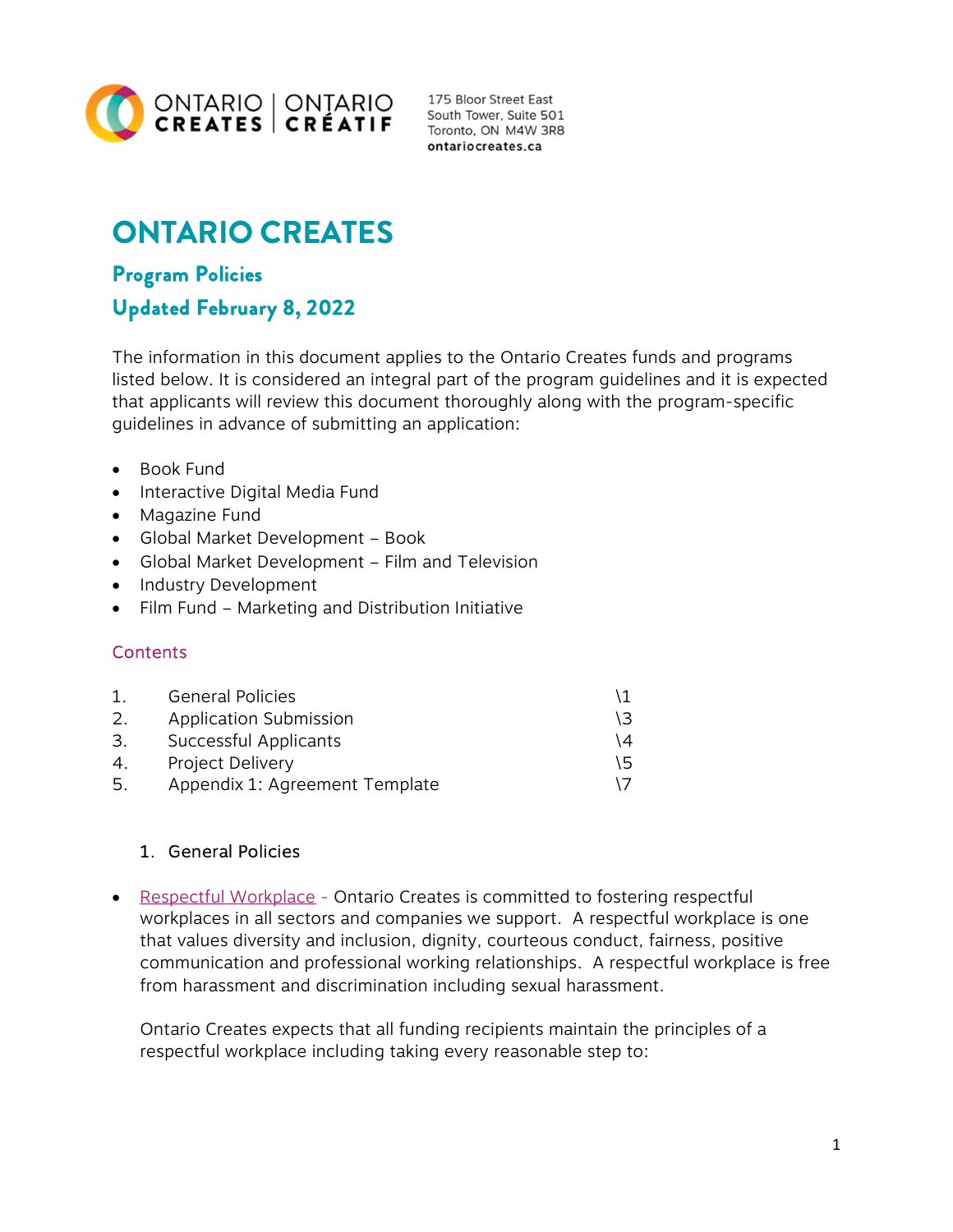ONTARIO CREATES | ONTARIO CRÉATIF

175 Bloor Street East
South Tower, Suite 501
Toronto, ON M4W 3R8
ontariocreates.ca

# ONTARIO CREATES

## Program Policies

## Updated February 8, 2022

The information in this document applies to the Ontario Creates funds and programs listed below. It is considered an integral part of the program guidelines and it is expected that applicants will review this document thoroughly along with the program-specific guidelines in advance of submitting an application:

- Book Fund
- Interactive Digital Media Fund
- Magazine Fund
- Global Market Development – Book
- Global Market Development – Film and Television
- Industry Development
- Film Fund – Marketing and Distribution Initiative

### Contents

| | | |
|---|---|---|
| 1. | General Policies | \1 |
| 2. | Application Submission | \3 |
| 3. | Successful Applicants | \4 |
| 4. | Project Delivery | \5 |
| 5. | Appendix 1: Agreement Template | \7 |

### 1. General Policies

- Respectful Workplace - Ontario Creates is committed to fostering respectful workplaces in all sectors and companies we support. A respectful workplace is one that values diversity and inclusion, dignity, courteous conduct, fairness, positive communication and professional working relationships. A respectful workplace is free from harassment and discrimination including sexual harassment.

  Ontario Creates expects that all funding recipients maintain the principles of a respectful workplace including taking every reasonable step to: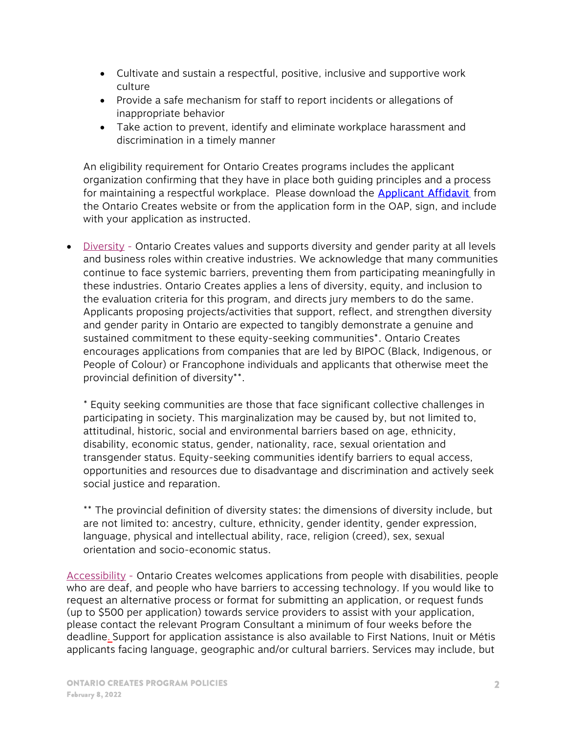- Cultivate and sustain a respectful, positive, inclusive and supportive work culture
- Provide a safe mechanism for staff to report incidents or allegations of inappropriate behavior
- Take action to prevent, identify and eliminate workplace harassment and discrimination in a timely manner

An eligibility requirement for Ontario Creates programs includes the applicant organization confirming that they have in place both guiding principles and a process for maintaining a respectful workplace. Please download the Applicant Affidavit from the Ontario Creates website or from the application form in the OAP, sign, and include with your application as instructed.

- Diversity - Ontario Creates values and supports diversity and gender parity at all levels and business roles within creative industries. We acknowledge that many communities continue to face systemic barriers, preventing them from participating meaningfully in these industries. Ontario Creates applies a lens of diversity, equity, and inclusion to the evaluation criteria for this program, and directs jury members to do the same. Applicants proposing projects/activities that support, reflect, and strengthen diversity and gender parity in Ontario are expected to tangibly demonstrate a genuine and sustained commitment to these equity-seeking communities*. Ontario Creates encourages applications from companies that are led by BIPOC (Black, Indigenous, or People of Colour) or Francophone individuals and applicants that otherwise meet the provincial definition of diversity**.

  * Equity seeking communities are those that face significant collective challenges in participating in society. This marginalization may be caused by, but not limited to, attitudinal, historic, social and environmental barriers based on age, ethnicity, disability, economic status, gender, nationality, race, sexual orientation and transgender status. Equity-seeking communities identify barriers to equal access, opportunities and resources due to disadvantage and discrimination and actively seek social justice and reparation.

  ** The provincial definition of diversity states: the dimensions of diversity include, but are not limited to: ancestry, culture, ethnicity, gender identity, gender expression, language, physical and intellectual ability, race, religion (creed), sex, sexual orientation and socio-economic status.

Accessibility - Ontario Creates welcomes applications from people with disabilities, people who are deaf, and people who have barriers to accessing technology. If you would like to request an alternative process or format for submitting an application, or request funds (up to $500 per application) towards service providers to assist with your application, please contact the relevant Program Consultant a minimum of four weeks before the deadline. Support for application assistance is also available to First Nations, Inuit or Métis applicants facing language, geographic and/or cultural barriers. Services may include, but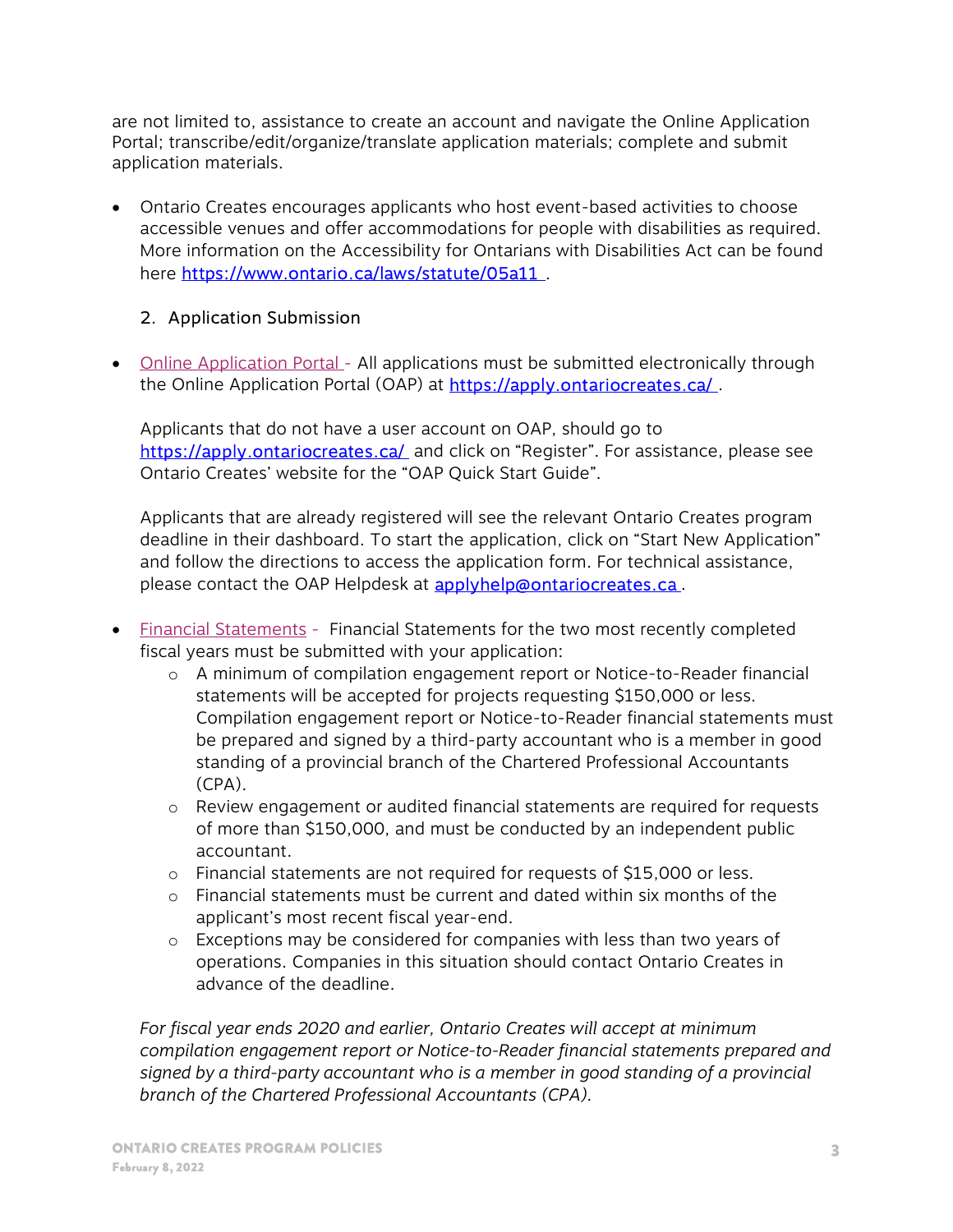are not limited to, assistance to create an account and navigate the Online Application Portal; transcribe/edit/organize/translate application materials; complete and submit application materials.

- Ontario Creates encourages applicants who host event-based activities to choose accessible venues and offer accommodations for people with disabilities as required. More information on the Accessibility for Ontarians with Disabilities Act can be found here https://www.ontario.ca/laws/statute/05a11 .

## 2. Application Submission

- Online Application Portal - All applications must be submitted electronically through the Online Application Portal (OAP) at https://apply.ontariocreates.ca/ .

  Applicants that do not have a user account on OAP, should go to https://apply.ontariocreates.ca/ and click on "Register". For assistance, please see Ontario Creates' website for the "OAP Quick Start Guide".

  Applicants that are already registered will see the relevant Ontario Creates program deadline in their dashboard. To start the application, click on "Start New Application" and follow the directions to access the application form. For technical assistance, please contact the OAP Helpdesk at applyhelp@ontariocreates.ca .

- Financial Statements - Financial Statements for the two most recently completed fiscal years must be submitted with your application:
  - A minimum of compilation engagement report or Notice-to-Reader financial statements will be accepted for projects requesting $150,000 or less. Compilation engagement report or Notice-to-Reader financial statements must be prepared and signed by a third-party accountant who is a member in good standing of a provincial branch of the Chartered Professional Accountants (CPA).
  - Review engagement or audited financial statements are required for requests of more than $150,000, and must be conducted by an independent public accountant.
  - Financial statements are not required for requests of $15,000 or less.
  - Financial statements must be current and dated within six months of the applicant's most recent fiscal year-end.
  - Exceptions may be considered for companies with less than two years of operations. Companies in this situation should contact Ontario Creates in advance of the deadline.

  *For fiscal year ends 2020 and earlier, Ontario Creates will accept at minimum compilation engagement report or Notice-to-Reader financial statements prepared and signed by a third-party accountant who is a member in good standing of a provincial branch of the Chartered Professional Accountants (CPA).*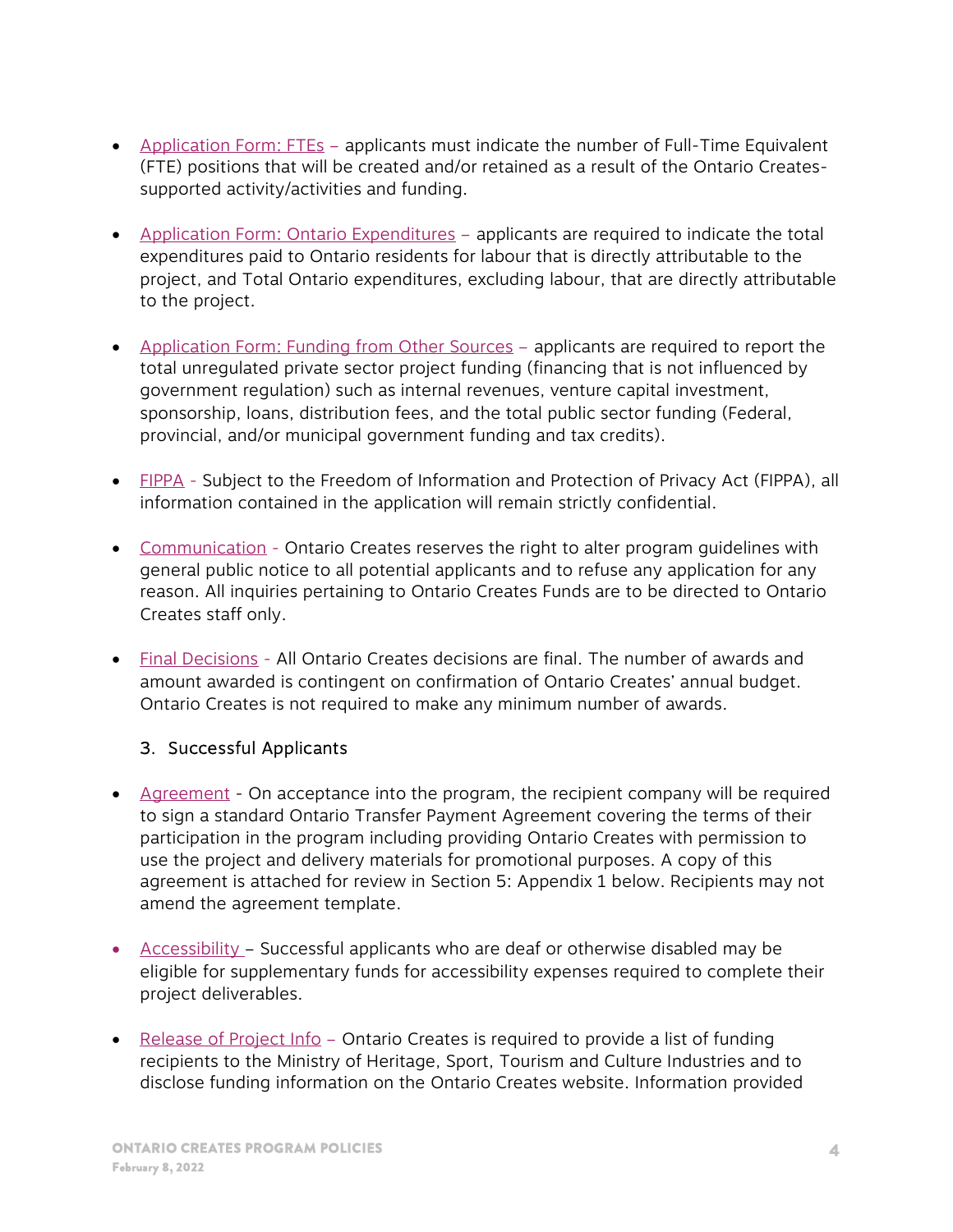- Application Form: FTEs – applicants must indicate the number of Full-Time Equivalent (FTE) positions that will be created and/or retained as a result of the Ontario Creates-supported activity/activities and funding.

- Application Form: Ontario Expenditures – applicants are required to indicate the total expenditures paid to Ontario residents for labour that is directly attributable to the project, and Total Ontario expenditures, excluding labour, that are directly attributable to the project.

- Application Form: Funding from Other Sources – applicants are required to report the total unregulated private sector project funding (financing that is not influenced by government regulation) such as internal revenues, venture capital investment, sponsorship, loans, distribution fees, and the total public sector funding (Federal, provincial, and/or municipal government funding and tax credits).

- FIPPA - Subject to the Freedom of Information and Protection of Privacy Act (FIPPA), all information contained in the application will remain strictly confidential.

- Communication - Ontario Creates reserves the right to alter program guidelines with general public notice to all potential applicants and to refuse any application for any reason. All inquiries pertaining to Ontario Creates Funds are to be directed to Ontario Creates staff only.

- Final Decisions - All Ontario Creates decisions are final. The number of awards and amount awarded is contingent on confirmation of Ontario Creates' annual budget. Ontario Creates is not required to make any minimum number of awards.

### 3. Successful Applicants

- Agreement - On acceptance into the program, the recipient company will be required to sign a standard Ontario Transfer Payment Agreement covering the terms of their participation in the program including providing Ontario Creates with permission to use the project and delivery materials for promotional purposes. A copy of this agreement is attached for review in Section 5: Appendix 1 below. Recipients may not amend the agreement template.

- Accessibility – Successful applicants who are deaf or otherwise disabled may be eligible for supplementary funds for accessibility expenses required to complete their project deliverables.

- Release of Project Info – Ontario Creates is required to provide a list of funding recipients to the Ministry of Heritage, Sport, Tourism and Culture Industries and to disclose funding information on the Ontario Creates website. Information provided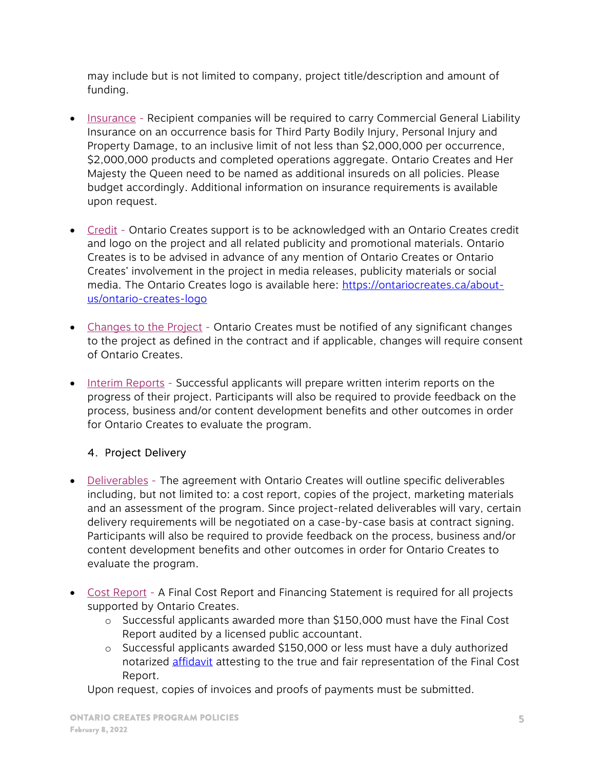may include but is not limited to company, project title/description and amount of funding.

- Insurance - Recipient companies will be required to carry Commercial General Liability Insurance on an occurrence basis for Third Party Bodily Injury, Personal Injury and Property Damage, to an inclusive limit of not less than $2,000,000 per occurrence, $2,000,000 products and completed operations aggregate. Ontario Creates and Her Majesty the Queen need to be named as additional insureds on all policies. Please budget accordingly. Additional information on insurance requirements is available upon request.

- Credit - Ontario Creates support is to be acknowledged with an Ontario Creates credit and logo on the project and all related publicity and promotional materials. Ontario Creates is to be advised in advance of any mention of Ontario Creates or Ontario Creates' involvement in the project in media releases, publicity materials or social media. The Ontario Creates logo is available here: [https://ontariocreates.ca/about-us/ontario-creates-logo](https://ontariocreates.ca/about-us/ontario-creates-logo)

- Changes to the Project - Ontario Creates must be notified of any significant changes to the project as defined in the contract and if applicable, changes will require consent of Ontario Creates.

- Interim Reports - Successful applicants will prepare written interim reports on the progress of their project. Participants will also be required to provide feedback on the process, business and/or content development benefits and other outcomes in order for Ontario Creates to evaluate the program.

4. Project Delivery

- Deliverables - The agreement with Ontario Creates will outline specific deliverables including, but not limited to: a cost report, copies of the project, marketing materials and an assessment of the program. Since project-related deliverables will vary, certain delivery requirements will be negotiated on a case-by-case basis at contract signing. Participants will also be required to provide feedback on the process, business and/or content development benefits and other outcomes in order for Ontario Creates to evaluate the program.

- Cost Report - A Final Cost Report and Financing Statement is required for all projects supported by Ontario Creates.
  - Successful applicants awarded more than $150,000 must have the Final Cost Report audited by a licensed public accountant.
  - Successful applicants awarded $150,000 or less must have a duly authorized notarized affidavit attesting to the true and fair representation of the Final Cost Report.

  Upon request, copies of invoices and proofs of payments must be submitted.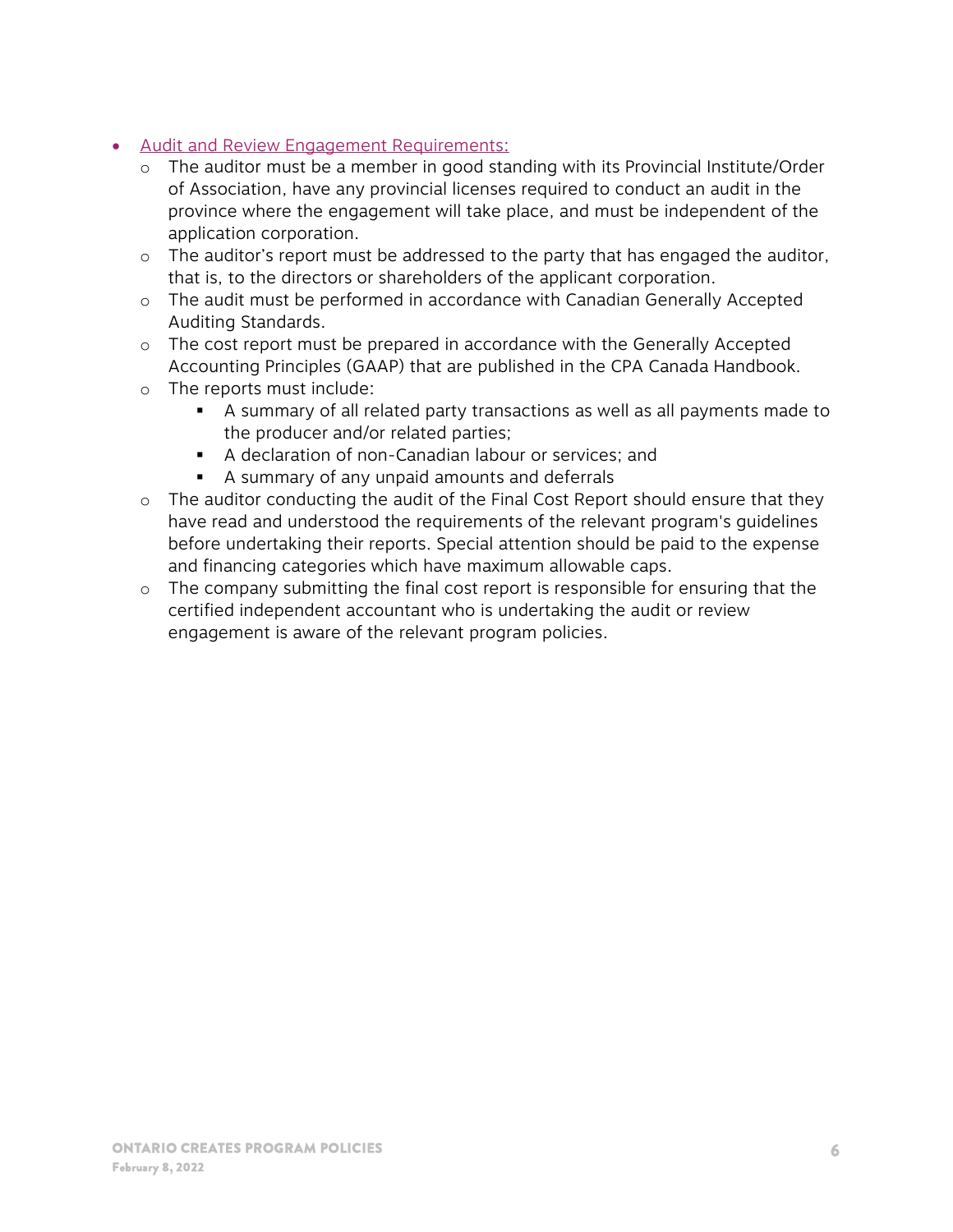- <u>Audit and Review Engagement Requirements:</u>
  - The auditor must be a member in good standing with its Provincial Institute/Order of Association, have any provincial licenses required to conduct an audit in the province where the engagement will take place, and must be independent of the application corporation.
  - The auditor's report must be addressed to the party that has engaged the auditor, that is, to the directors or shareholders of the applicant corporation.
  - The audit must be performed in accordance with Canadian Generally Accepted Auditing Standards.
  - The cost report must be prepared in accordance with the Generally Accepted Accounting Principles (GAAP) that are published in the CPA Canada Handbook.
  - The reports must include:
    - A summary of all related party transactions as well as all payments made to the producer and/or related parties;
    - A declaration of non-Canadian labour or services; and
    - A summary of any unpaid amounts and deferrals
  - The auditor conducting the audit of the Final Cost Report should ensure that they have read and understood the requirements of the relevant program's guidelines before undertaking their reports. Special attention should be paid to the expense and financing categories which have maximum allowable caps.
  - The company submitting the final cost report is responsible for ensuring that the certified independent accountant who is undertaking the audit or review engagement is aware of the relevant program policies.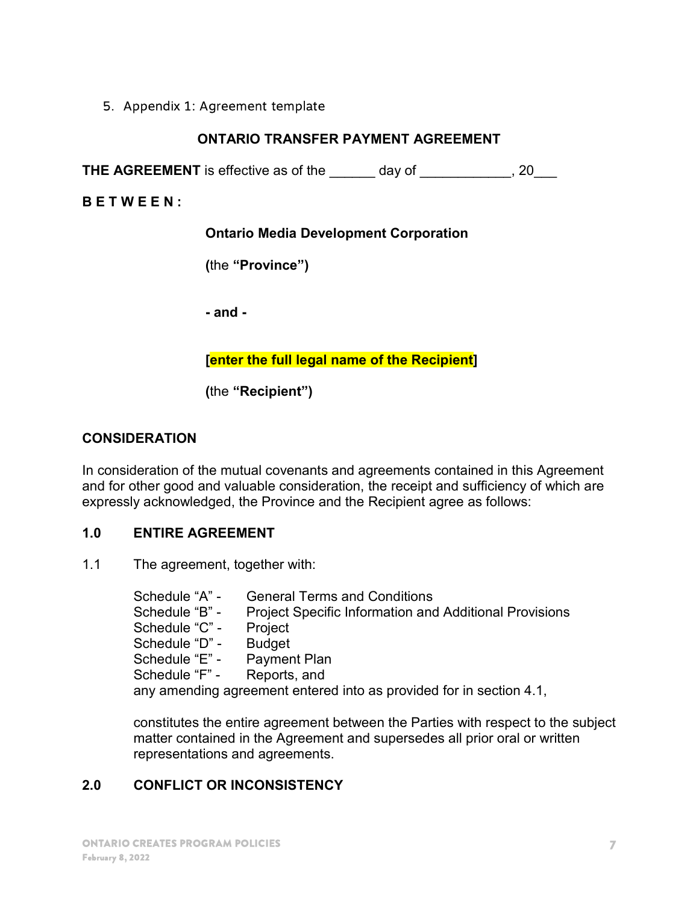5. Appendix 1: Agreement template

## ONTARIO TRANSFER PAYMENT AGREEMENT

**THE AGREEMENT** is effective as of the ______ day of ____________, 20___

**B E T W E E N :**

**Ontario Media Development Corporation**

**(**the **"Province")**

**- and -**

**[enter the full legal name of the Recipient]**

**(**the **"Recipient")**

### CONSIDERATION

In consideration of the mutual covenants and agreements contained in this Agreement and for other good and valuable consideration, the receipt and sufficiency of which are expressly acknowledged, the Province and the Recipient agree as follows:

### 1.0 ENTIRE AGREEMENT

1.1 The agreement, together with:

Schedule "A" - General Terms and Conditions
Schedule "B" - Project Specific Information and Additional Provisions
Schedule "C" - Project
Schedule "D" - Budget
Schedule "E" - Payment Plan
Schedule "F" - Reports, and
any amending agreement entered into as provided for in section 4.1,

constitutes the entire agreement between the Parties with respect to the subject matter contained in the Agreement and supersedes all prior oral or written representations and agreements.

### 2.0 CONFLICT OR INCONSISTENCY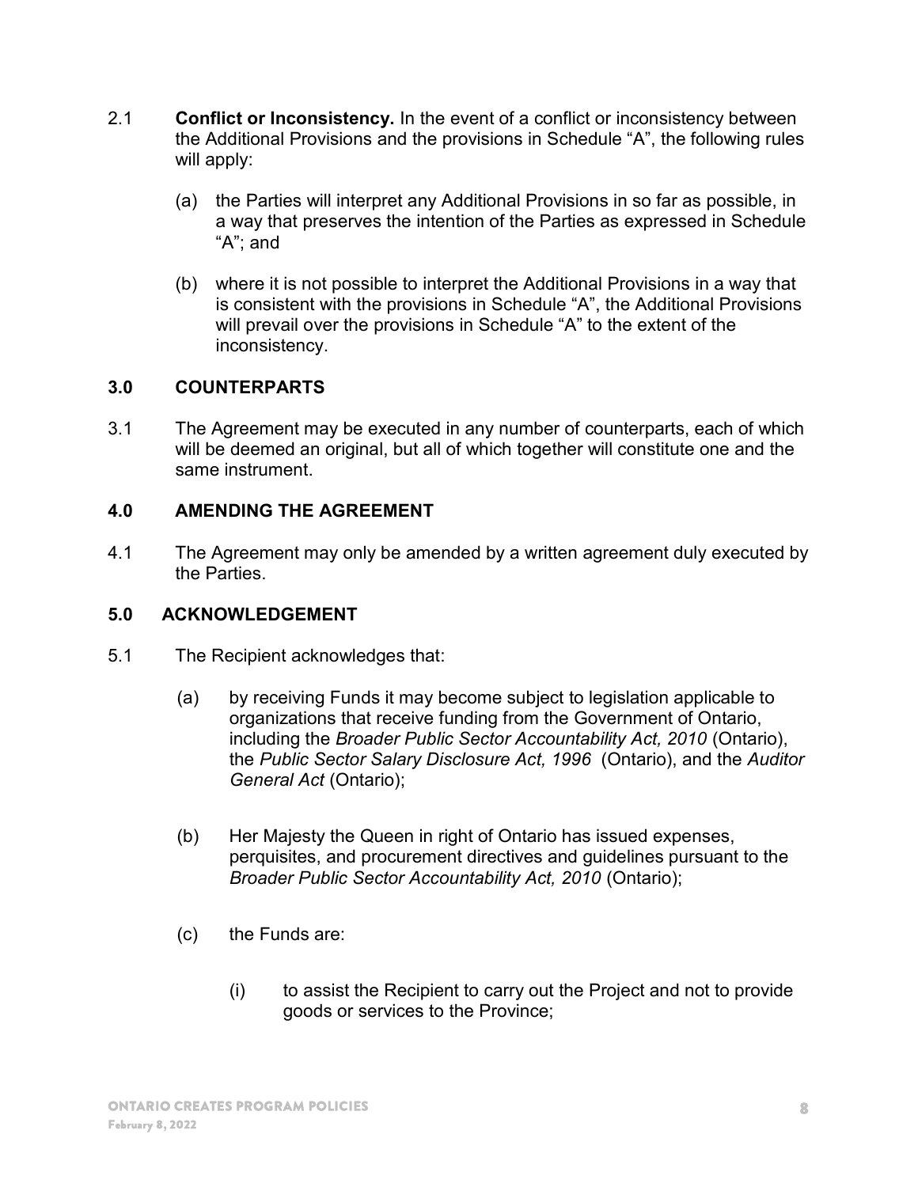2.1 **Conflict or Inconsistency.** In the event of a conflict or inconsistency between the Additional Provisions and the provisions in Schedule "A", the following rules will apply:

(a) the Parties will interpret any Additional Provisions in so far as possible, in a way that preserves the intention of the Parties as expressed in Schedule "A"; and

(b) where it is not possible to interpret the Additional Provisions in a way that is consistent with the provisions in Schedule "A", the Additional Provisions will prevail over the provisions in Schedule "A" to the extent of the inconsistency.

## 3.0 COUNTERPARTS

3.1 The Agreement may be executed in any number of counterparts, each of which will be deemed an original, but all of which together will constitute one and the same instrument.

## 4.0 AMENDING THE AGREEMENT

4.1 The Agreement may only be amended by a written agreement duly executed by the Parties.

## 5.0 ACKNOWLEDGEMENT

5.1 The Recipient acknowledges that:

(a) by receiving Funds it may become subject to legislation applicable to organizations that receive funding from the Government of Ontario, including the *Broader Public Sector Accountability Act, 2010* (Ontario), the *Public Sector Salary Disclosure Act, 1996* (Ontario), and the *Auditor General Act* (Ontario);

(b) Her Majesty the Queen in right of Ontario has issued expenses, perquisites, and procurement directives and guidelines pursuant to the *Broader Public Sector Accountability Act, 2010* (Ontario);

(c) the Funds are:

(i) to assist the Recipient to carry out the Project and not to provide goods or services to the Province;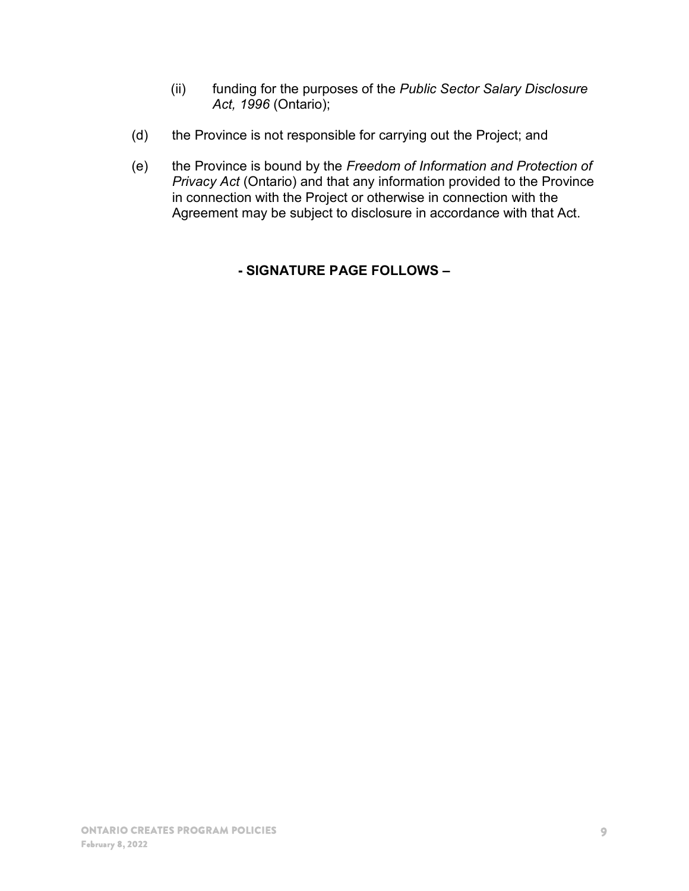(ii) funding for the purposes of the *Public Sector Salary Disclosure Act, 1996* (Ontario);

(d) the Province is not responsible for carrying out the Project; and

(e) the Province is bound by the *Freedom of Information and Protection of Privacy Act* (Ontario) and that any information provided to the Province in connection with the Project or otherwise in connection with the Agreement may be subject to disclosure in accordance with that Act.

**- SIGNATURE PAGE FOLLOWS –**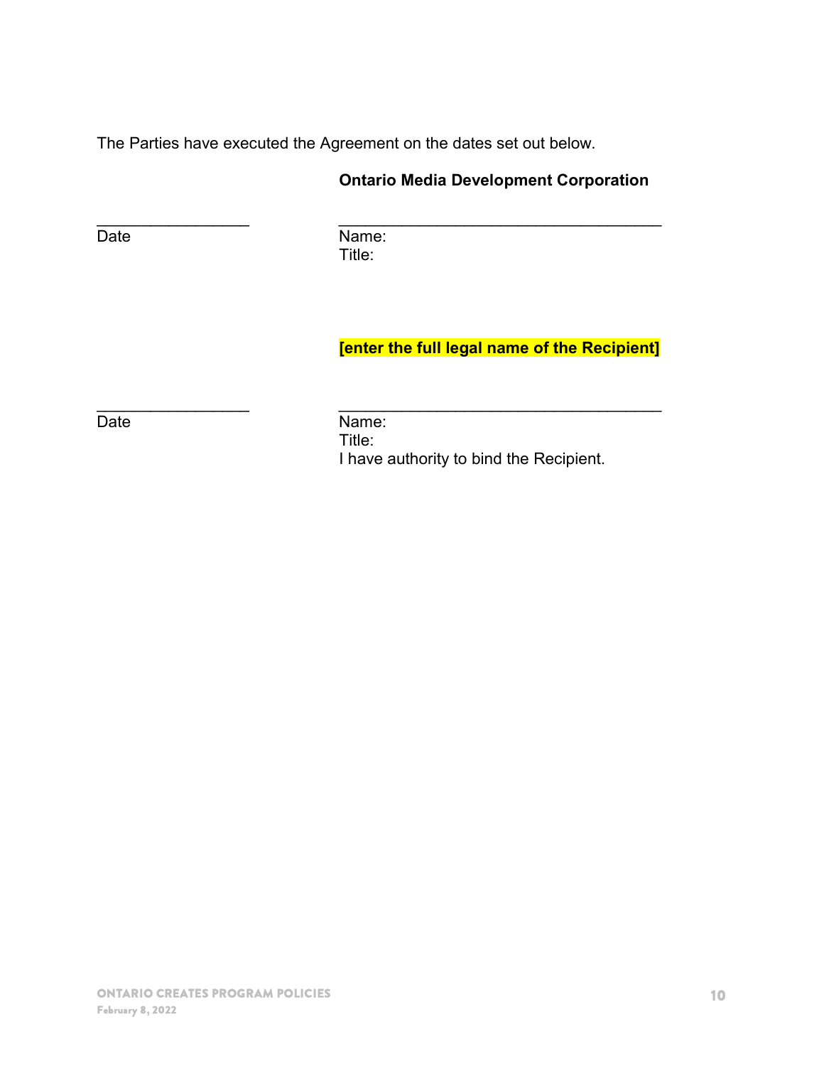The Parties have executed the Agreement on the dates set out below.

**Ontario Media Development Corporation**

| | |
|---|---|
| _________________ | ___________________________________ |
| Date | Name:<br>Title: |

**[enter the full legal name of the Recipient]**

| | |
|---|---|
| _________________ | ___________________________________ |
| Date | Name:<br>Title:<br>I have authority to bind the Recipient. |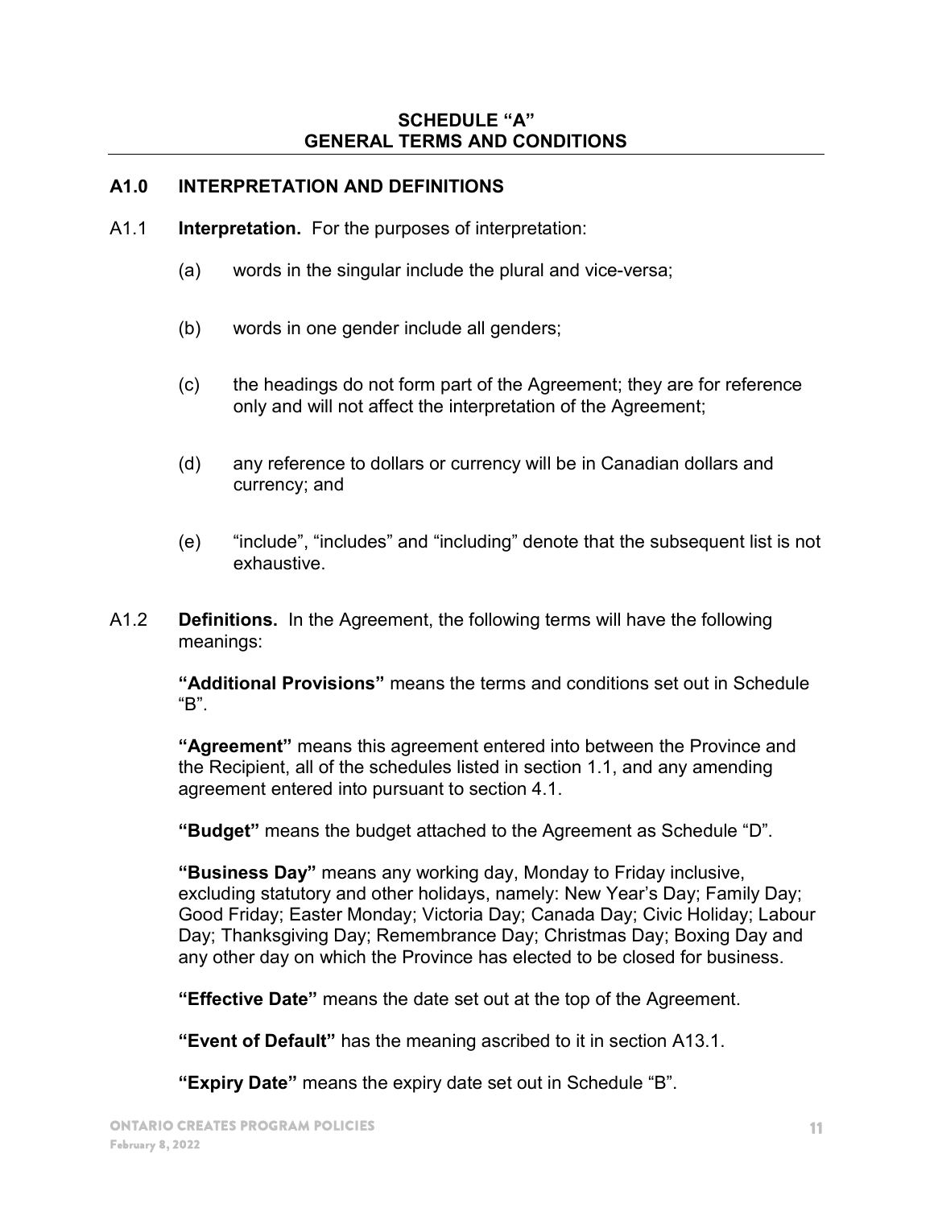## SCHEDULE "A"
## GENERAL TERMS AND CONDITIONS

### A1.0 INTERPRETATION AND DEFINITIONS

A1.1 **Interpretation.** For the purposes of interpretation:

(a) words in the singular include the plural and vice-versa;

(b) words in one gender include all genders;

(c) the headings do not form part of the Agreement; they are for reference only and will not affect the interpretation of the Agreement;

(d) any reference to dollars or currency will be in Canadian dollars and currency; and

(e) "include", "includes" and "including" denote that the subsequent list is not exhaustive.

A1.2 **Definitions.** In the Agreement, the following terms will have the following meanings:

**"Additional Provisions"** means the terms and conditions set out in Schedule "B".

**"Agreement"** means this agreement entered into between the Province and the Recipient, all of the schedules listed in section 1.1, and any amending agreement entered into pursuant to section 4.1.

**"Budget"** means the budget attached to the Agreement as Schedule "D".

**"Business Day"** means any working day, Monday to Friday inclusive, excluding statutory and other holidays, namely: New Year's Day; Family Day; Good Friday; Easter Monday; Victoria Day; Canada Day; Civic Holiday; Labour Day; Thanksgiving Day; Remembrance Day; Christmas Day; Boxing Day and any other day on which the Province has elected to be closed for business.

**"Effective Date"** means the date set out at the top of the Agreement.

**"Event of Default"** has the meaning ascribed to it in section A13.1.

**"Expiry Date"** means the expiry date set out in Schedule "B".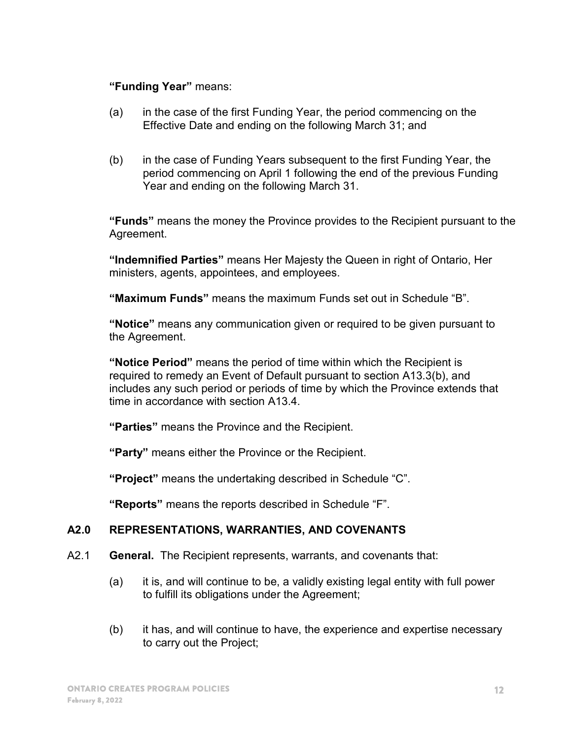**"Funding Year"** means:

(a) in the case of the first Funding Year, the period commencing on the Effective Date and ending on the following March 31; and

(b) in the case of Funding Years subsequent to the first Funding Year, the period commencing on April 1 following the end of the previous Funding Year and ending on the following March 31.

**"Funds"** means the money the Province provides to the Recipient pursuant to the Agreement.

**"Indemnified Parties"** means Her Majesty the Queen in right of Ontario, Her ministers, agents, appointees, and employees.

**"Maximum Funds"** means the maximum Funds set out in Schedule "B".

**"Notice"** means any communication given or required to be given pursuant to the Agreement.

**"Notice Period"** means the period of time within which the Recipient is required to remedy an Event of Default pursuant to section A13.3(b), and includes any such period or periods of time by which the Province extends that time in accordance with section A13.4.

**"Parties"** means the Province and the Recipient.

**"Party"** means either the Province or the Recipient.

**"Project"** means the undertaking described in Schedule "C".

**"Reports"** means the reports described in Schedule "F".

## A2.0 REPRESENTATIONS, WARRANTIES, AND COVENANTS

A2.1 **General.** The Recipient represents, warrants, and covenants that:

(a) it is, and will continue to be, a validly existing legal entity with full power to fulfill its obligations under the Agreement;

(b) it has, and will continue to have, the experience and expertise necessary to carry out the Project;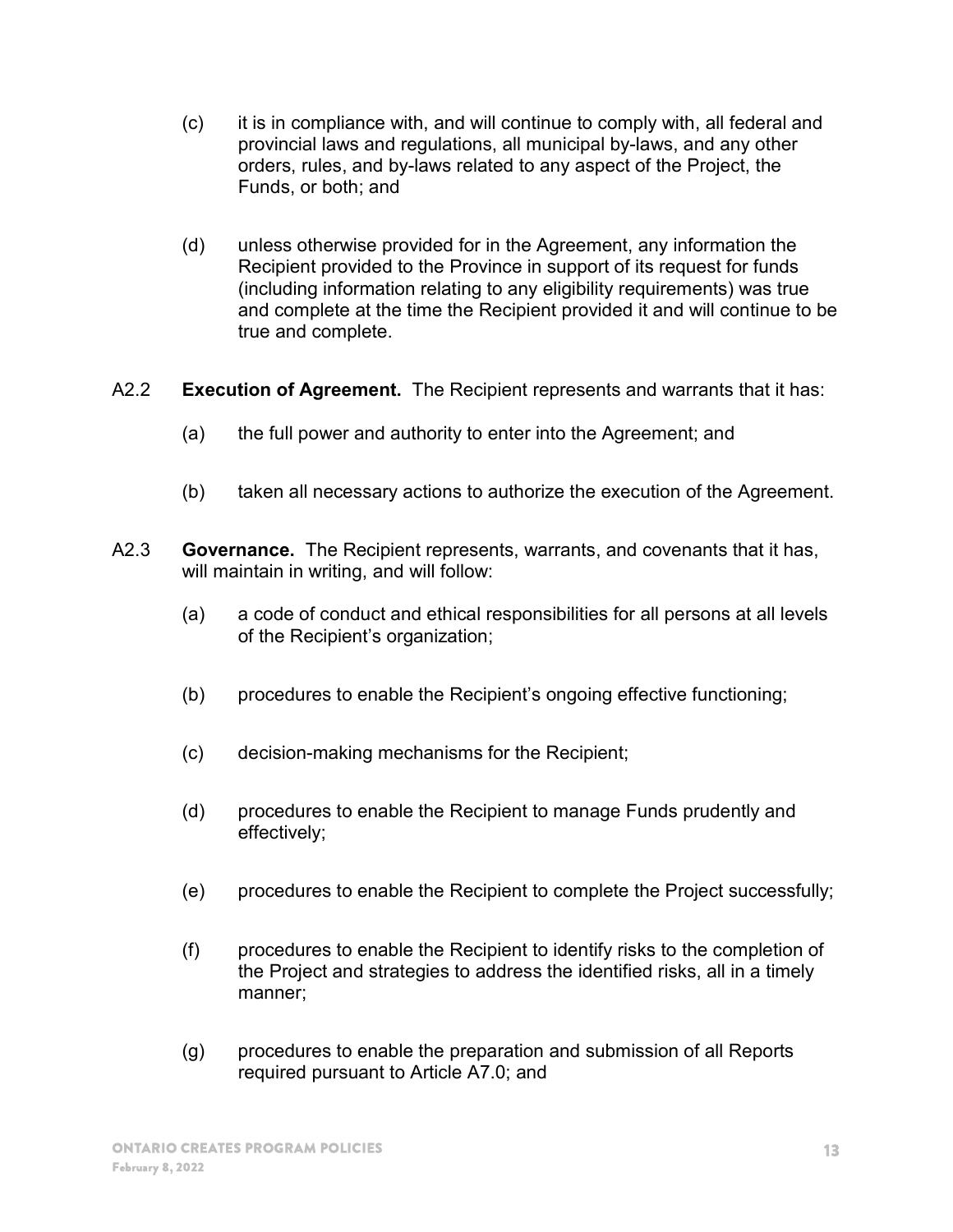(c) it is in compliance with, and will continue to comply with, all federal and provincial laws and regulations, all municipal by-laws, and any other orders, rules, and by-laws related to any aspect of the Project, the Funds, or both; and

(d) unless otherwise provided for in the Agreement, any information the Recipient provided to the Province in support of its request for funds (including information relating to any eligibility requirements) was true and complete at the time the Recipient provided it and will continue to be true and complete.

A2.2 **Execution of Agreement.** The Recipient represents and warrants that it has:

(a) the full power and authority to enter into the Agreement; and

(b) taken all necessary actions to authorize the execution of the Agreement.

A2.3 **Governance.** The Recipient represents, warrants, and covenants that it has, will maintain in writing, and will follow:

(a) a code of conduct and ethical responsibilities for all persons at all levels of the Recipient's organization;

(b) procedures to enable the Recipient's ongoing effective functioning;

(c) decision-making mechanisms for the Recipient;

(d) procedures to enable the Recipient to manage Funds prudently and effectively;

(e) procedures to enable the Recipient to complete the Project successfully;

(f) procedures to enable the Recipient to identify risks to the completion of the Project and strategies to address the identified risks, all in a timely manner;

(g) procedures to enable the preparation and submission of all Reports required pursuant to Article A7.0; and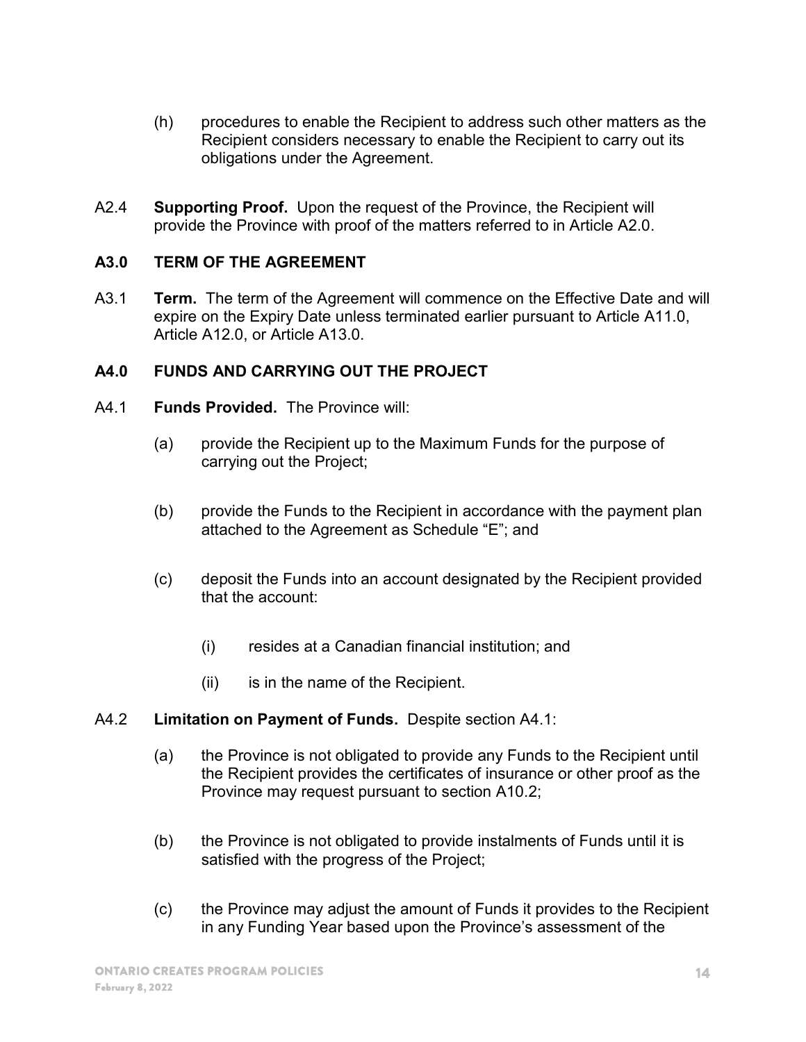(h) procedures to enable the Recipient to address such other matters as the Recipient considers necessary to enable the Recipient to carry out its obligations under the Agreement.

A2.4 **Supporting Proof.** Upon the request of the Province, the Recipient will provide the Province with proof of the matters referred to in Article A2.0.

## A3.0 TERM OF THE AGREEMENT

A3.1 **Term.** The term of the Agreement will commence on the Effective Date and will expire on the Expiry Date unless terminated earlier pursuant to Article A11.0, Article A12.0, or Article A13.0.

## A4.0 FUNDS AND CARRYING OUT THE PROJECT

A4.1 **Funds Provided.** The Province will:

(a) provide the Recipient up to the Maximum Funds for the purpose of carrying out the Project;

(b) provide the Funds to the Recipient in accordance with the payment plan attached to the Agreement as Schedule "E"; and

(c) deposit the Funds into an account designated by the Recipient provided that the account:

(i) resides at a Canadian financial institution; and

(ii) is in the name of the Recipient.

A4.2 **Limitation on Payment of Funds.** Despite section A4.1:

(a) the Province is not obligated to provide any Funds to the Recipient until the Recipient provides the certificates of insurance or other proof as the Province may request pursuant to section A10.2;

(b) the Province is not obligated to provide instalments of Funds until it is satisfied with the progress of the Project;

(c) the Province may adjust the amount of Funds it provides to the Recipient in any Funding Year based upon the Province's assessment of the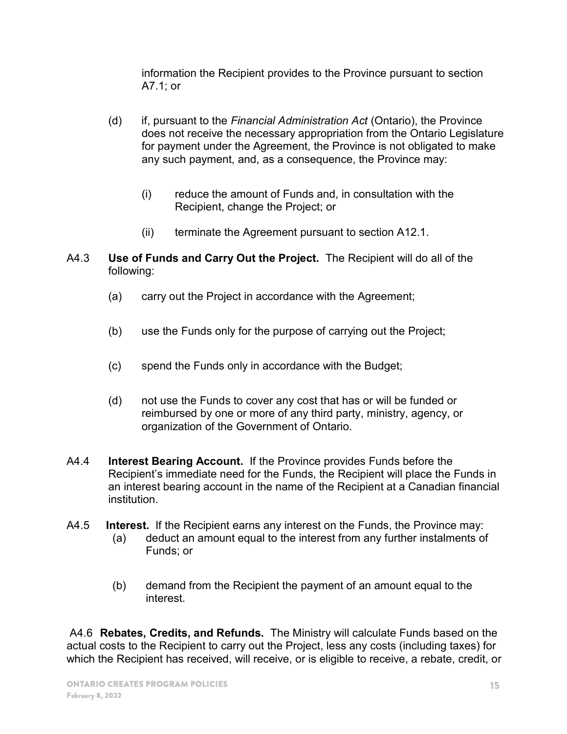information the Recipient provides to the Province pursuant to section A7.1; or

(d) if, pursuant to the *Financial Administration Act* (Ontario), the Province does not receive the necessary appropriation from the Ontario Legislature for payment under the Agreement, the Province is not obligated to make any such payment, and, as a consequence, the Province may:

   (i) reduce the amount of Funds and, in consultation with the Recipient, change the Project; or

   (ii) terminate the Agreement pursuant to section A12.1.

A4.3 **Use of Funds and Carry Out the Project.** The Recipient will do all of the following:

(a) carry out the Project in accordance with the Agreement;

(b) use the Funds only for the purpose of carrying out the Project;

(c) spend the Funds only in accordance with the Budget;

(d) not use the Funds to cover any cost that has or will be funded or reimbursed by one or more of any third party, ministry, agency, or organization of the Government of Ontario.

A4.4 **Interest Bearing Account.** If the Province provides Funds before the Recipient's immediate need for the Funds, the Recipient will place the Funds in an interest bearing account in the name of the Recipient at a Canadian financial institution.

A4.5 **Interest.** If the Recipient earns any interest on the Funds, the Province may:

(a) deduct an amount equal to the interest from any further instalments of Funds; or

(b) demand from the Recipient the payment of an amount equal to the interest.

A4.6 **Rebates, Credits, and Refunds.** The Ministry will calculate Funds based on the actual costs to the Recipient to carry out the Project, less any costs (including taxes) for which the Recipient has received, will receive, or is eligible to receive, a rebate, credit, or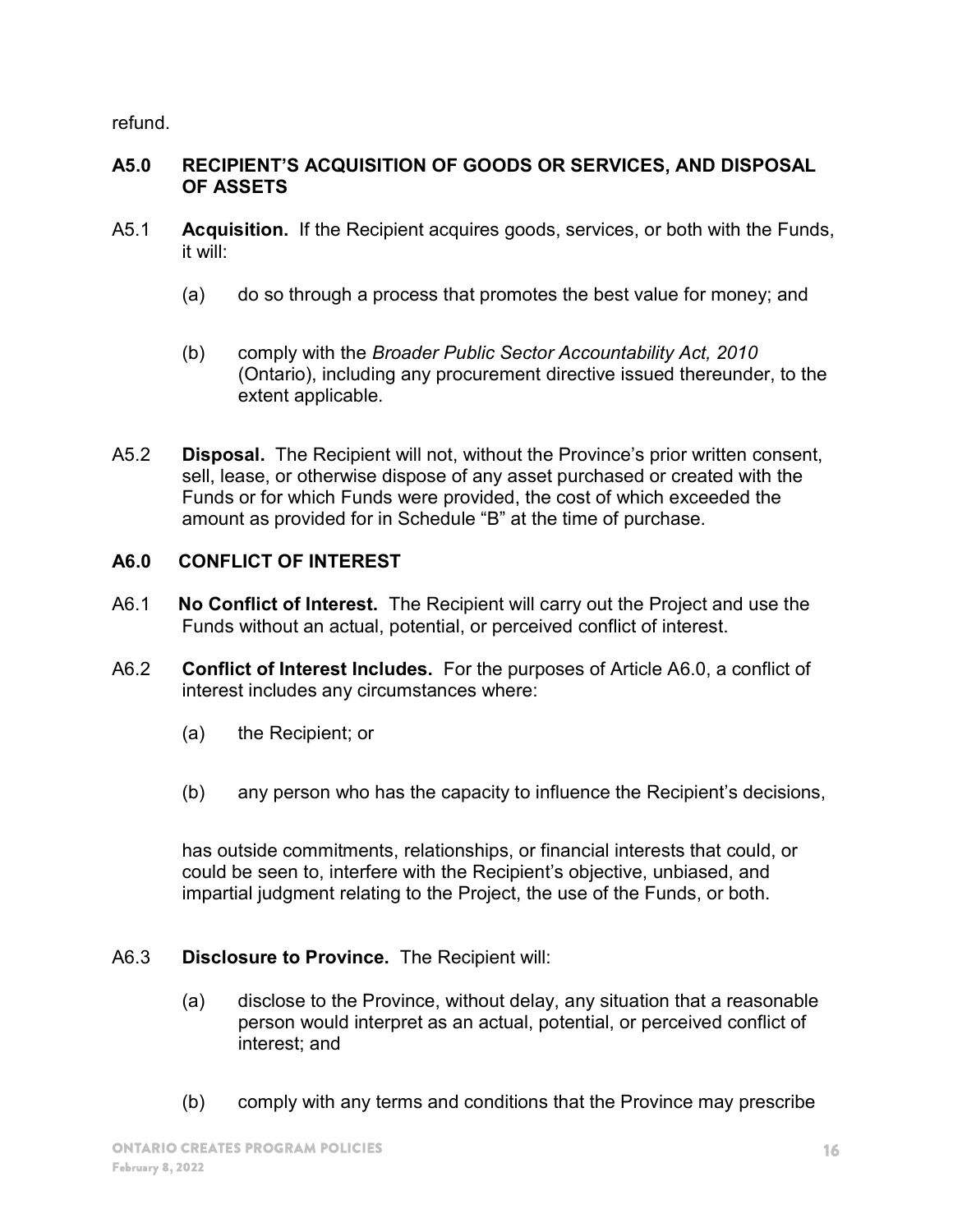refund.

### A5.0 RECIPIENT'S ACQUISITION OF GOODS OR SERVICES, AND DISPOSAL OF ASSETS

A5.1 **Acquisition.** If the Recipient acquires goods, services, or both with the Funds, it will:

(a) do so through a process that promotes the best value for money; and

(b) comply with the *Broader Public Sector Accountability Act, 2010* (Ontario), including any procurement directive issued thereunder, to the extent applicable.

A5.2 **Disposal.** The Recipient will not, without the Province's prior written consent, sell, lease, or otherwise dispose of any asset purchased or created with the Funds or for which Funds were provided, the cost of which exceeded the amount as provided for in Schedule "B" at the time of purchase.

### A6.0 CONFLICT OF INTEREST

A6.1 **No Conflict of Interest.** The Recipient will carry out the Project and use the Funds without an actual, potential, or perceived conflict of interest.

A6.2 **Conflict of Interest Includes.** For the purposes of Article A6.0, a conflict of interest includes any circumstances where:

(a) the Recipient; or

(b) any person who has the capacity to influence the Recipient's decisions,

has outside commitments, relationships, or financial interests that could, or could be seen to, interfere with the Recipient's objective, unbiased, and impartial judgment relating to the Project, the use of the Funds, or both.

A6.3 **Disclosure to Province.** The Recipient will:

(a) disclose to the Province, without delay, any situation that a reasonable person would interpret as an actual, potential, or perceived conflict of interest; and

(b) comply with any terms and conditions that the Province may prescribe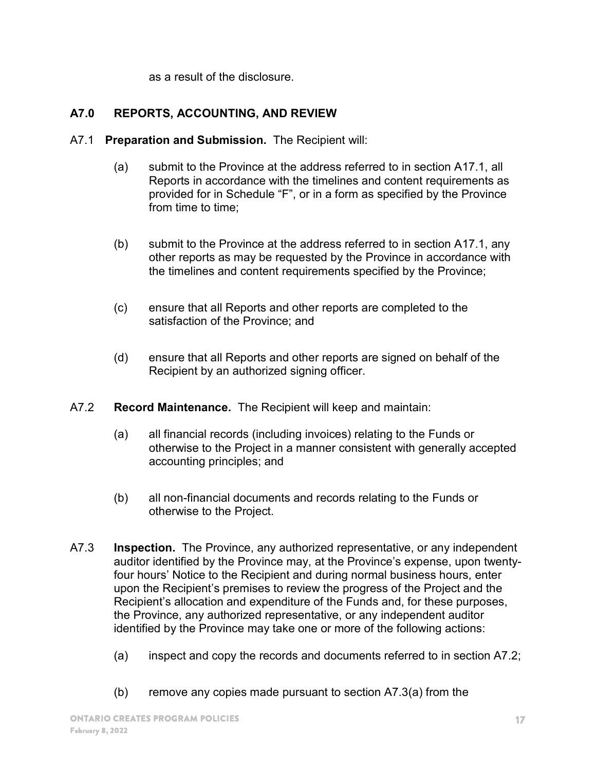as a result of the disclosure.

## A7.0 REPORTS, ACCOUNTING, AND REVIEW

A7.1 **Preparation and Submission.** The Recipient will:

(a) submit to the Province at the address referred to in section A17.1, all Reports in accordance with the timelines and content requirements as provided for in Schedule "F", or in a form as specified by the Province from time to time;

(b) submit to the Province at the address referred to in section A17.1, any other reports as may be requested by the Province in accordance with the timelines and content requirements specified by the Province;

(c) ensure that all Reports and other reports are completed to the satisfaction of the Province; and

(d) ensure that all Reports and other reports are signed on behalf of the Recipient by an authorized signing officer.

A7.2 **Record Maintenance.** The Recipient will keep and maintain:

(a) all financial records (including invoices) relating to the Funds or otherwise to the Project in a manner consistent with generally accepted accounting principles; and

(b) all non-financial documents and records relating to the Funds or otherwise to the Project.

A7.3 **Inspection.** The Province, any authorized representative, or any independent auditor identified by the Province may, at the Province's expense, upon twenty-four hours' Notice to the Recipient and during normal business hours, enter upon the Recipient's premises to review the progress of the Project and the Recipient's allocation and expenditure of the Funds and, for these purposes, the Province, any authorized representative, or any independent auditor identified by the Province may take one or more of the following actions:

(a) inspect and copy the records and documents referred to in section A7.2;

(b) remove any copies made pursuant to section A7.3(a) from the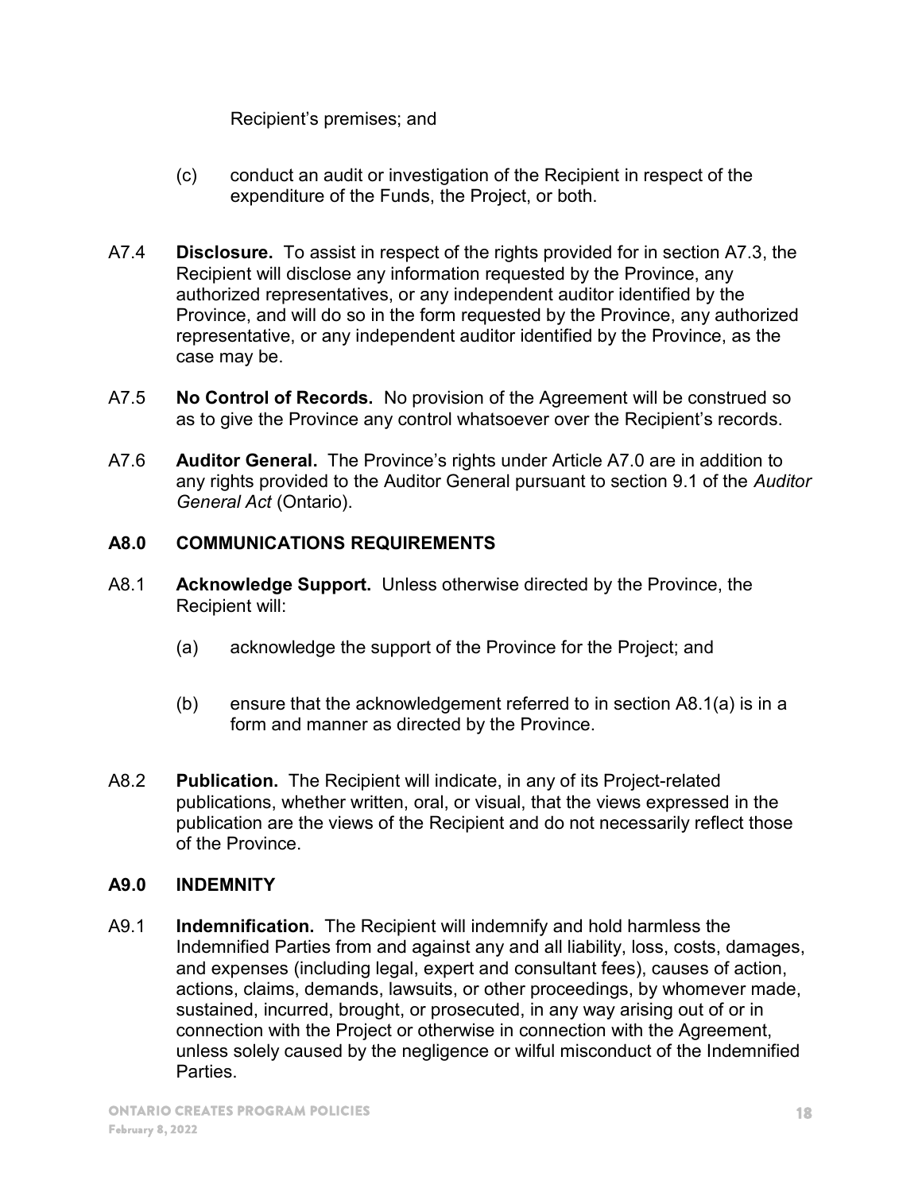Recipient's premises; and

(c) conduct an audit or investigation of the Recipient in respect of the expenditure of the Funds, the Project, or both.

A7.4 **Disclosure.** To assist in respect of the rights provided for in section A7.3, the Recipient will disclose any information requested by the Province, any authorized representatives, or any independent auditor identified by the Province, and will do so in the form requested by the Province, any authorized representative, or any independent auditor identified by the Province, as the case may be.

A7.5 **No Control of Records.** No provision of the Agreement will be construed so as to give the Province any control whatsoever over the Recipient's records.

A7.6 **Auditor General.** The Province's rights under Article A7.0 are in addition to any rights provided to the Auditor General pursuant to section 9.1 of the *Auditor General Act* (Ontario).

### A8.0 COMMUNICATIONS REQUIREMENTS

A8.1 **Acknowledge Support.** Unless otherwise directed by the Province, the Recipient will:

(a) acknowledge the support of the Province for the Project; and

(b) ensure that the acknowledgement referred to in section A8.1(a) is in a form and manner as directed by the Province.

A8.2 **Publication.** The Recipient will indicate, in any of its Project-related publications, whether written, oral, or visual, that the views expressed in the publication are the views of the Recipient and do not necessarily reflect those of the Province.

### A9.0 INDEMNITY

A9.1 **Indemnification.** The Recipient will indemnify and hold harmless the Indemnified Parties from and against any and all liability, loss, costs, damages, and expenses (including legal, expert and consultant fees), causes of action, actions, claims, demands, lawsuits, or other proceedings, by whomever made, sustained, incurred, brought, or prosecuted, in any way arising out of or in connection with the Project or otherwise in connection with the Agreement, unless solely caused by the negligence or wilful misconduct of the Indemnified Parties.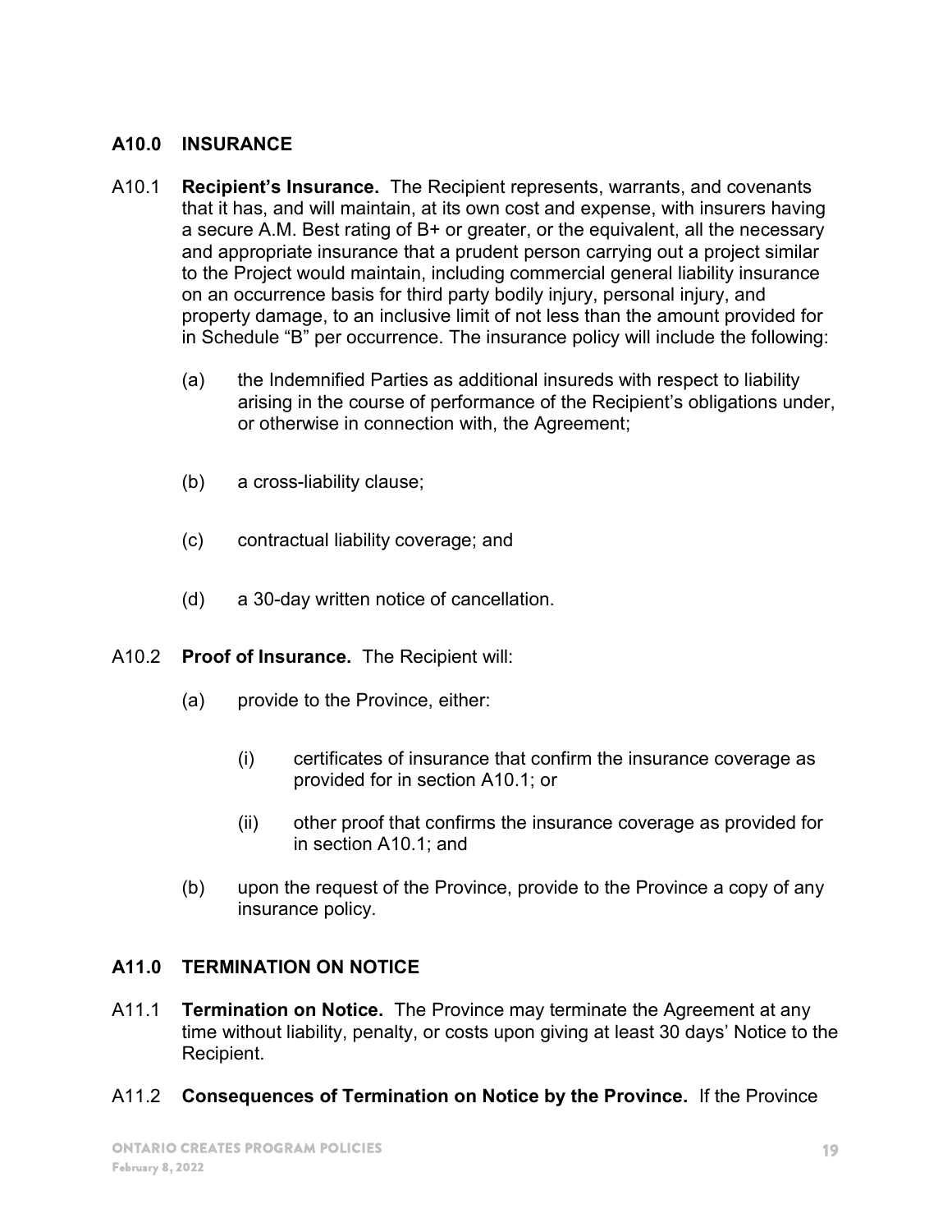## A10.0 INSURANCE

A10.1 **Recipient's Insurance.** The Recipient represents, warrants, and covenants that it has, and will maintain, at its own cost and expense, with insurers having a secure A.M. Best rating of B+ or greater, or the equivalent, all the necessary and appropriate insurance that a prudent person carrying out a project similar to the Project would maintain, including commercial general liability insurance on an occurrence basis for third party bodily injury, personal injury, and property damage, to an inclusive limit of not less than the amount provided for in Schedule "B" per occurrence. The insurance policy will include the following:

(a) the Indemnified Parties as additional insureds with respect to liability arising in the course of performance of the Recipient's obligations under, or otherwise in connection with, the Agreement;

(b) a cross-liability clause;

(c) contractual liability coverage; and

(d) a 30-day written notice of cancellation.

A10.2 **Proof of Insurance.** The Recipient will:

(a) provide to the Province, either:

(i) certificates of insurance that confirm the insurance coverage as provided for in section A10.1; or

(ii) other proof that confirms the insurance coverage as provided for in section A10.1; and

(b) upon the request of the Province, provide to the Province a copy of any insurance policy.

## A11.0 TERMINATION ON NOTICE

A11.1 **Termination on Notice.** The Province may terminate the Agreement at any time without liability, penalty, or costs upon giving at least 30 days' Notice to the Recipient.

A11.2 **Consequences of Termination on Notice by the Province.** If the Province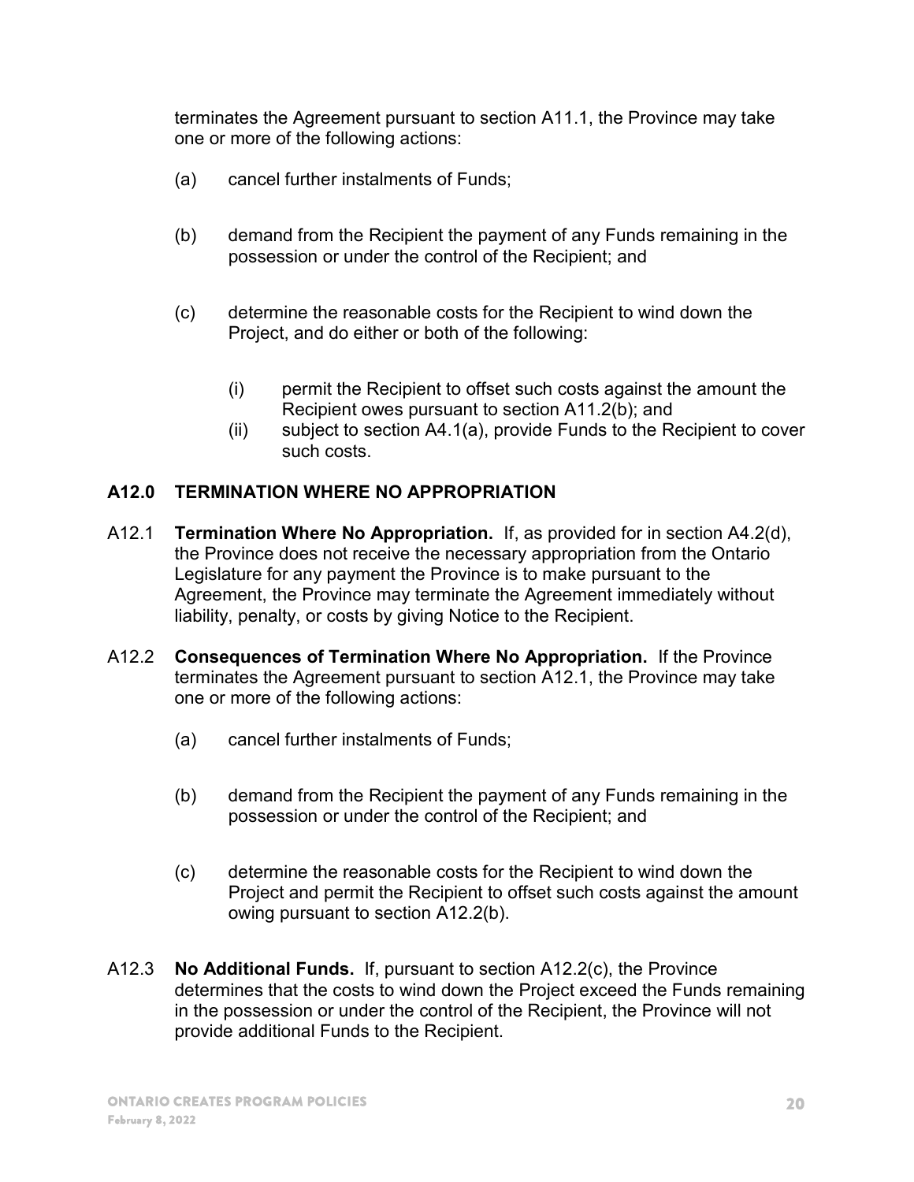terminates the Agreement pursuant to section A11.1, the Province may take one or more of the following actions:

(a) cancel further instalments of Funds;

(b) demand from the Recipient the payment of any Funds remaining in the possession or under the control of the Recipient; and

(c) determine the reasonable costs for the Recipient to wind down the Project, and do either or both of the following:

   (i) permit the Recipient to offset such costs against the amount the Recipient owes pursuant to section A11.2(b); and
   (ii) subject to section A4.1(a), provide Funds to the Recipient to cover such costs.

## A12.0 TERMINATION WHERE NO APPROPRIATION

A12.1 **Termination Where No Appropriation.** If, as provided for in section A4.2(d), the Province does not receive the necessary appropriation from the Ontario Legislature for any payment the Province is to make pursuant to the Agreement, the Province may terminate the Agreement immediately without liability, penalty, or costs by giving Notice to the Recipient.

A12.2 **Consequences of Termination Where No Appropriation.** If the Province terminates the Agreement pursuant to section A12.1, the Province may take one or more of the following actions:

(a) cancel further instalments of Funds;

(b) demand from the Recipient the payment of any Funds remaining in the possession or under the control of the Recipient; and

(c) determine the reasonable costs for the Recipient to wind down the Project and permit the Recipient to offset such costs against the amount owing pursuant to section A12.2(b).

A12.3 **No Additional Funds.** If, pursuant to section A12.2(c), the Province determines that the costs to wind down the Project exceed the Funds remaining in the possession or under the control of the Recipient, the Province will not provide additional Funds to the Recipient.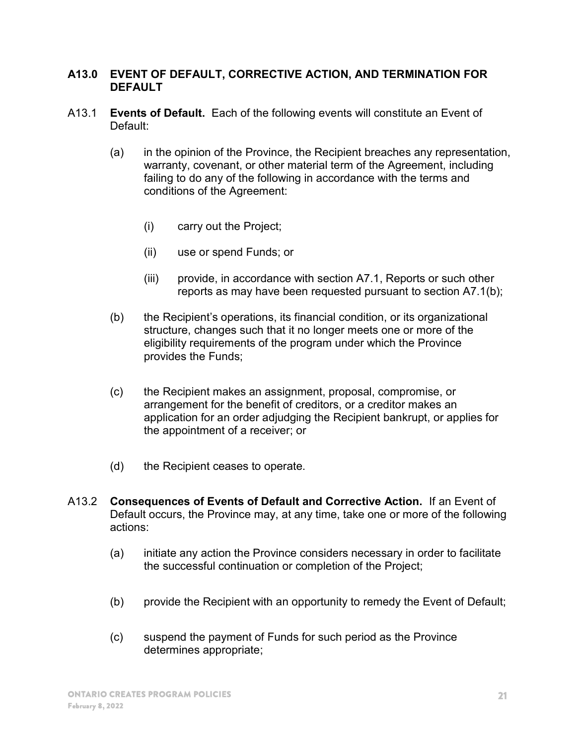## A13.0 EVENT OF DEFAULT, CORRECTIVE ACTION, AND TERMINATION FOR DEFAULT

A13.1 **Events of Default.** Each of the following events will constitute an Event of Default:

(a) in the opinion of the Province, the Recipient breaches any representation, warranty, covenant, or other material term of the Agreement, including failing to do any of the following in accordance with the terms and conditions of the Agreement:

(i) carry out the Project;

(ii) use or spend Funds; or

(iii) provide, in accordance with section A7.1, Reports or such other reports as may have been requested pursuant to section A7.1(b);

(b) the Recipient's operations, its financial condition, or its organizational structure, changes such that it no longer meets one or more of the eligibility requirements of the program under which the Province provides the Funds;

(c) the Recipient makes an assignment, proposal, compromise, or arrangement for the benefit of creditors, or a creditor makes an application for an order adjudging the Recipient bankrupt, or applies for the appointment of a receiver; or

(d) the Recipient ceases to operate.

A13.2 **Consequences of Events of Default and Corrective Action.** If an Event of Default occurs, the Province may, at any time, take one or more of the following actions:

(a) initiate any action the Province considers necessary in order to facilitate the successful continuation or completion of the Project;

(b) provide the Recipient with an opportunity to remedy the Event of Default;

(c) suspend the payment of Funds for such period as the Province determines appropriate;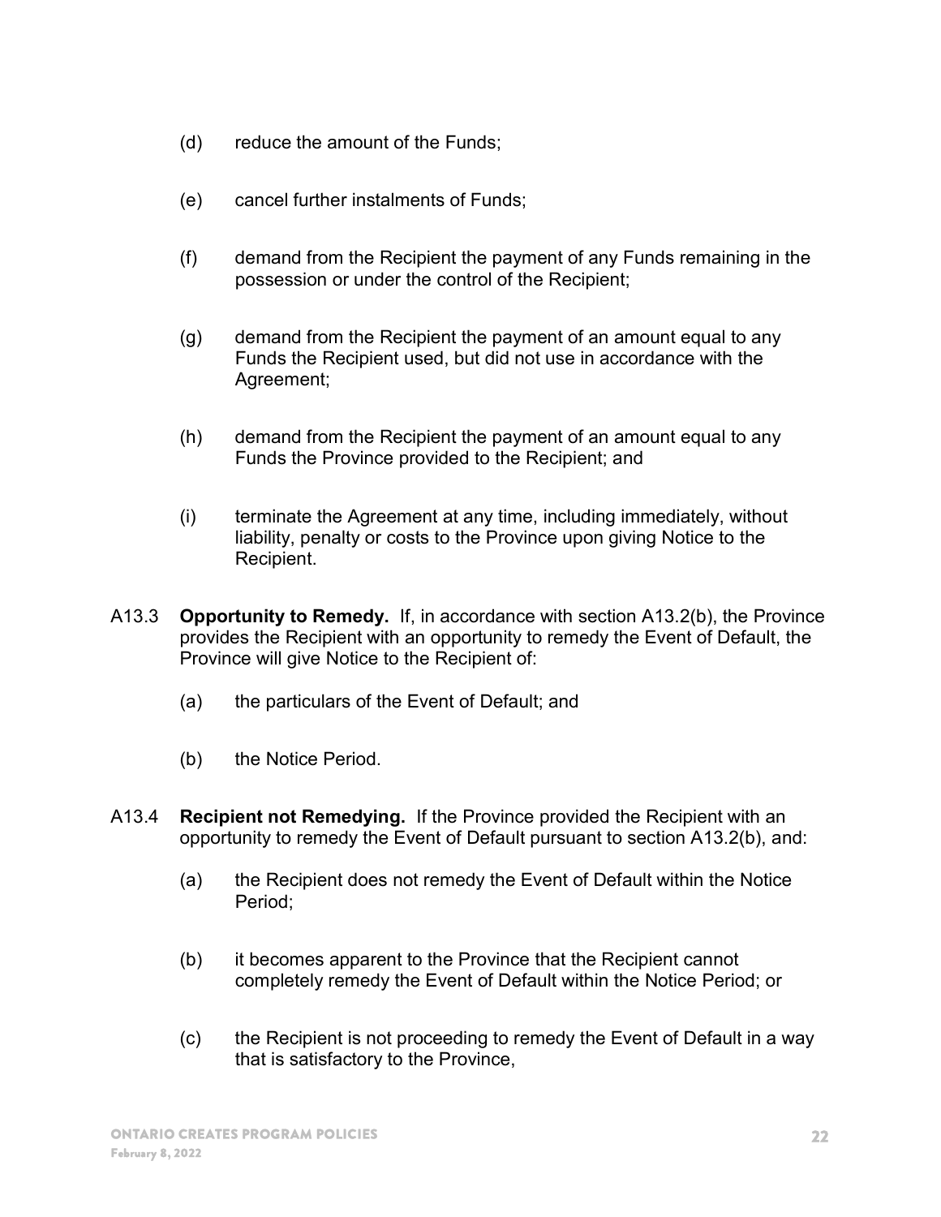(d) reduce the amount of the Funds;

(e) cancel further instalments of Funds;

(f) demand from the Recipient the payment of any Funds remaining in the possession or under the control of the Recipient;

(g) demand from the Recipient the payment of an amount equal to any Funds the Recipient used, but did not use in accordance with the Agreement;

(h) demand from the Recipient the payment of an amount equal to any Funds the Province provided to the Recipient; and

(i) terminate the Agreement at any time, including immediately, without liability, penalty or costs to the Province upon giving Notice to the Recipient.

A13.3 **Opportunity to Remedy.** If, in accordance with section A13.2(b), the Province provides the Recipient with an opportunity to remedy the Event of Default, the Province will give Notice to the Recipient of:

(a) the particulars of the Event of Default; and

(b) the Notice Period.

A13.4 **Recipient not Remedying.** If the Province provided the Recipient with an opportunity to remedy the Event of Default pursuant to section A13.2(b), and:

(a) the Recipient does not remedy the Event of Default within the Notice Period;

(b) it becomes apparent to the Province that the Recipient cannot completely remedy the Event of Default within the Notice Period; or

(c) the Recipient is not proceeding to remedy the Event of Default in a way that is satisfactory to the Province,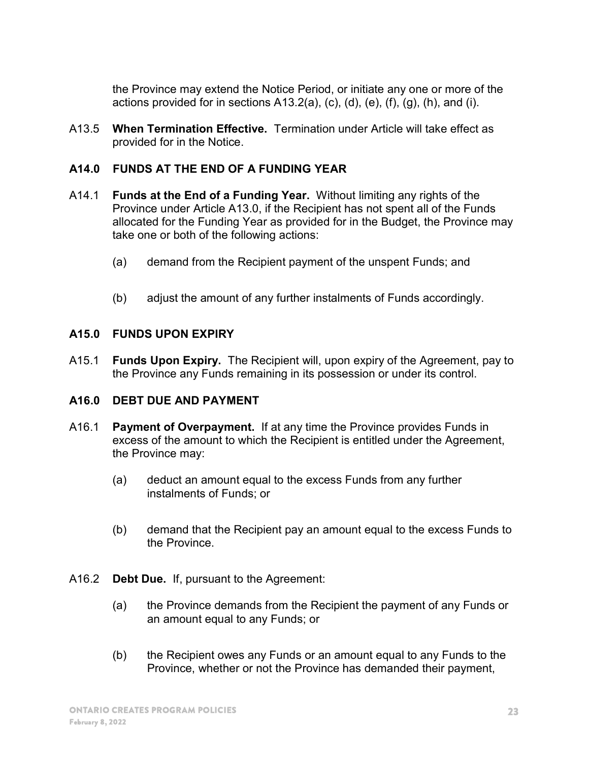the Province may extend the Notice Period, or initiate any one or more of the actions provided for in sections A13.2(a), (c), (d), (e), (f), (g), (h), and (i).

A13.5 **When Termination Effective.** Termination under Article will take effect as provided for in the Notice.

## A14.0 FUNDS AT THE END OF A FUNDING YEAR

A14.1 **Funds at the End of a Funding Year.** Without limiting any rights of the Province under Article A13.0, if the Recipient has not spent all of the Funds allocated for the Funding Year as provided for in the Budget, the Province may take one or both of the following actions:

(a) demand from the Recipient payment of the unspent Funds; and

(b) adjust the amount of any further instalments of Funds accordingly.

## A15.0 FUNDS UPON EXPIRY

A15.1 **Funds Upon Expiry.** The Recipient will, upon expiry of the Agreement, pay to the Province any Funds remaining in its possession or under its control.

## A16.0 DEBT DUE AND PAYMENT

A16.1 **Payment of Overpayment.** If at any time the Province provides Funds in excess of the amount to which the Recipient is entitled under the Agreement, the Province may:

(a) deduct an amount equal to the excess Funds from any further instalments of Funds; or

(b) demand that the Recipient pay an amount equal to the excess Funds to the Province.

A16.2 **Debt Due.** If, pursuant to the Agreement:

(a) the Province demands from the Recipient the payment of any Funds or an amount equal to any Funds; or

(b) the Recipient owes any Funds or an amount equal to any Funds to the Province, whether or not the Province has demanded their payment,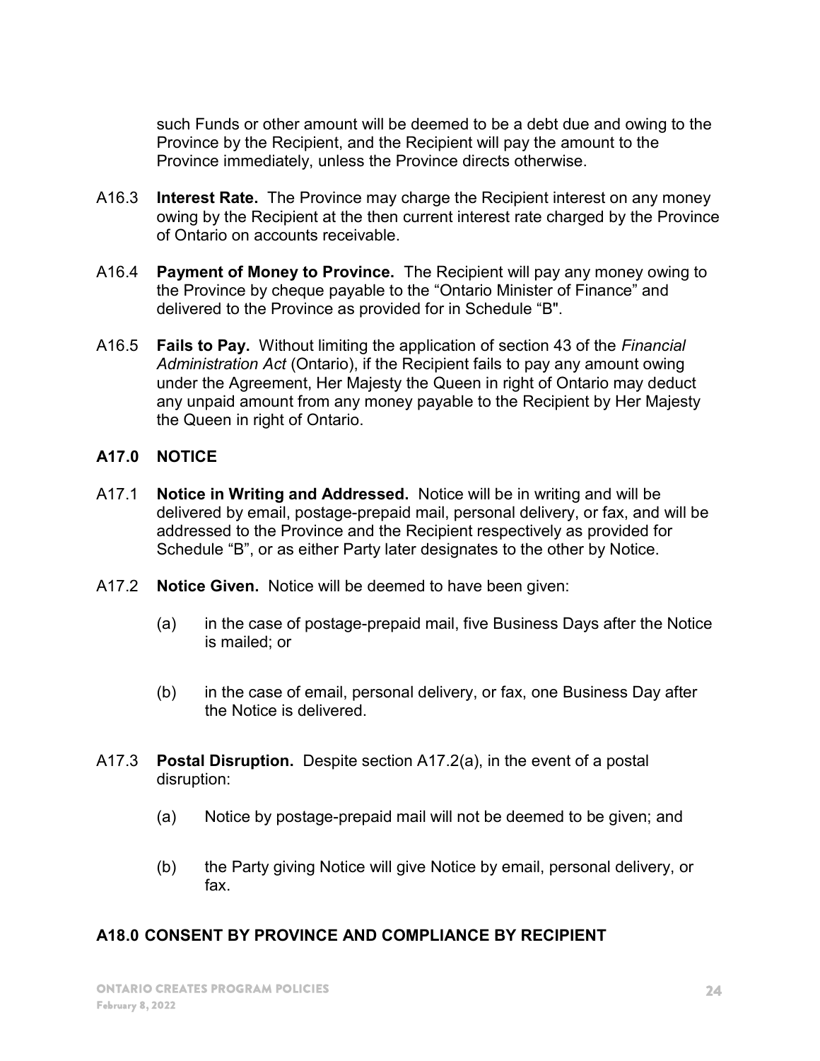such Funds or other amount will be deemed to be a debt due and owing to the Province by the Recipient, and the Recipient will pay the amount to the Province immediately, unless the Province directs otherwise.

A16.3 **Interest Rate.** The Province may charge the Recipient interest on any money owing by the Recipient at the then current interest rate charged by the Province of Ontario on accounts receivable.

A16.4 **Payment of Money to Province.** The Recipient will pay any money owing to the Province by cheque payable to the "Ontario Minister of Finance" and delivered to the Province as provided for in Schedule "B".

A16.5 **Fails to Pay.** Without limiting the application of section 43 of the *Financial Administration Act* (Ontario), if the Recipient fails to pay any amount owing under the Agreement, Her Majesty the Queen in right of Ontario may deduct any unpaid amount from any money payable to the Recipient by Her Majesty the Queen in right of Ontario.

### A17.0 NOTICE

A17.1 **Notice in Writing and Addressed.** Notice will be in writing and will be delivered by email, postage-prepaid mail, personal delivery, or fax, and will be addressed to the Province and the Recipient respectively as provided for Schedule "B", or as either Party later designates to the other by Notice.

A17.2 **Notice Given.** Notice will be deemed to have been given:

(a) in the case of postage-prepaid mail, five Business Days after the Notice is mailed; or

(b) in the case of email, personal delivery, or fax, one Business Day after the Notice is delivered.

A17.3 **Postal Disruption.** Despite section A17.2(a), in the event of a postal disruption:

(a) Notice by postage-prepaid mail will not be deemed to be given; and

(b) the Party giving Notice will give Notice by email, personal delivery, or fax.

### A18.0 CONSENT BY PROVINCE AND COMPLIANCE BY RECIPIENT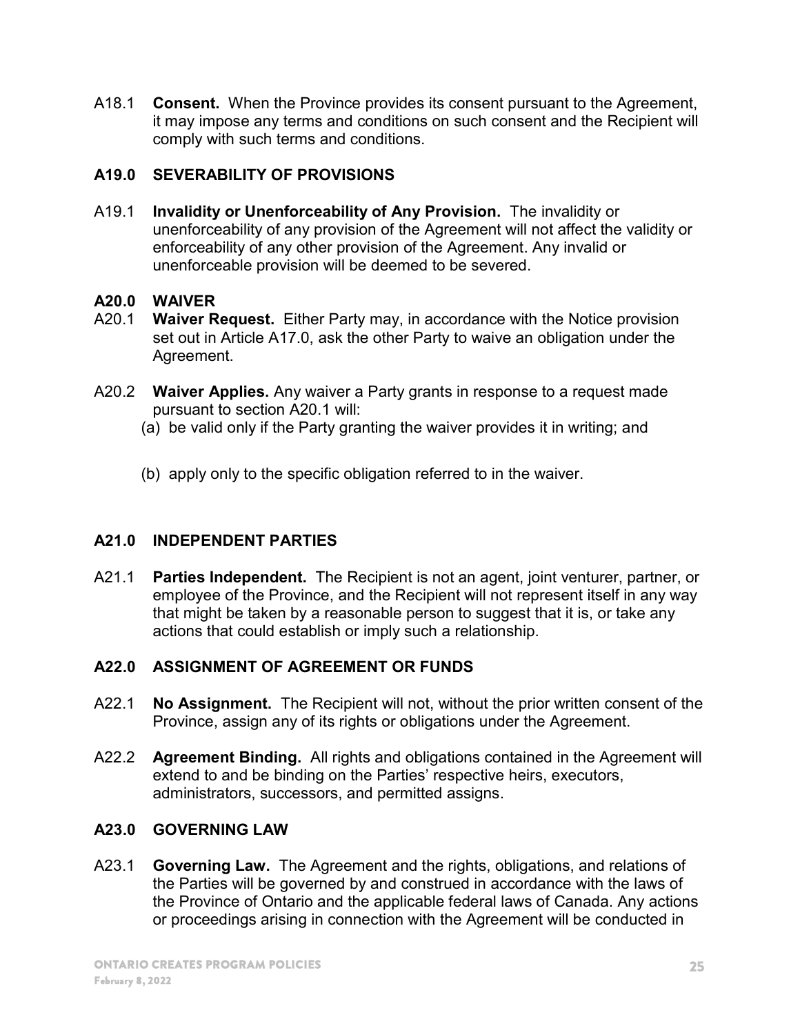A18.1 **Consent.** When the Province provides its consent pursuant to the Agreement, it may impose any terms and conditions on such consent and the Recipient will comply with such terms and conditions.

### A19.0 SEVERABILITY OF PROVISIONS

A19.1 **Invalidity or Unenforceability of Any Provision.** The invalidity or unenforceability of any provision of the Agreement will not affect the validity or enforceability of any other provision of the Agreement. Any invalid or unenforceable provision will be deemed to be severed.

### A20.0 WAIVER

A20.1 **Waiver Request.** Either Party may, in accordance with the Notice provision set out in Article A17.0, ask the other Party to waive an obligation under the Agreement.

A20.2 **Waiver Applies.** Any waiver a Party grants in response to a request made pursuant to section A20.1 will:

(a) be valid only if the Party granting the waiver provides it in writing; and

(b) apply only to the specific obligation referred to in the waiver.

### A21.0 INDEPENDENT PARTIES

A21.1 **Parties Independent.** The Recipient is not an agent, joint venturer, partner, or employee of the Province, and the Recipient will not represent itself in any way that might be taken by a reasonable person to suggest that it is, or take any actions that could establish or imply such a relationship.

### A22.0 ASSIGNMENT OF AGREEMENT OR FUNDS

A22.1 **No Assignment.** The Recipient will not, without the prior written consent of the Province, assign any of its rights or obligations under the Agreement.

A22.2 **Agreement Binding.** All rights and obligations contained in the Agreement will extend to and be binding on the Parties' respective heirs, executors, administrators, successors, and permitted assigns.

### A23.0 GOVERNING LAW

A23.1 **Governing Law.** The Agreement and the rights, obligations, and relations of the Parties will be governed by and construed in accordance with the laws of the Province of Ontario and the applicable federal laws of Canada. Any actions or proceedings arising in connection with the Agreement will be conducted in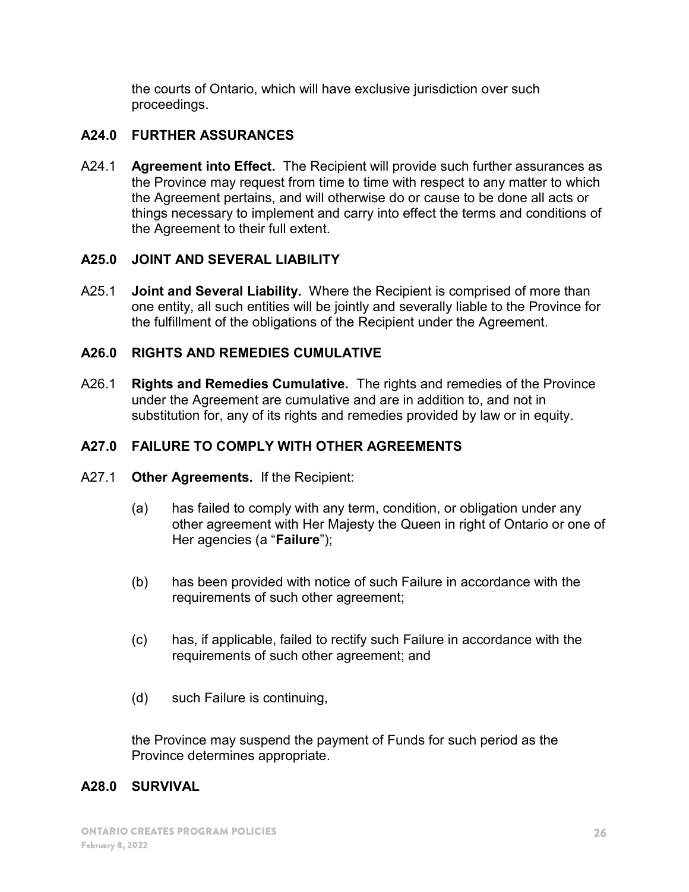the courts of Ontario, which will have exclusive jurisdiction over such proceedings.

### A24.0 FURTHER ASSURANCES

A24.1 **Agreement into Effect.** The Recipient will provide such further assurances as the Province may request from time to time with respect to any matter to which the Agreement pertains, and will otherwise do or cause to be done all acts or things necessary to implement and carry into effect the terms and conditions of the Agreement to their full extent.

### A25.0 JOINT AND SEVERAL LIABILITY

A25.1 **Joint and Several Liability.** Where the Recipient is comprised of more than one entity, all such entities will be jointly and severally liable to the Province for the fulfillment of the obligations of the Recipient under the Agreement.

### A26.0 RIGHTS AND REMEDIES CUMULATIVE

A26.1 **Rights and Remedies Cumulative.** The rights and remedies of the Province under the Agreement are cumulative and are in addition to, and not in substitution for, any of its rights and remedies provided by law or in equity.

### A27.0 FAILURE TO COMPLY WITH OTHER AGREEMENTS

A27.1 **Other Agreements.** If the Recipient:

(a) has failed to comply with any term, condition, or obligation under any other agreement with Her Majesty the Queen in right of Ontario or one of Her agencies (a "**Failure**");

(b) has been provided with notice of such Failure in accordance with the requirements of such other agreement;

(c) has, if applicable, failed to rectify such Failure in accordance with the requirements of such other agreement; and

(d) such Failure is continuing,

the Province may suspend the payment of Funds for such period as the Province determines appropriate.

### A28.0 SURVIVAL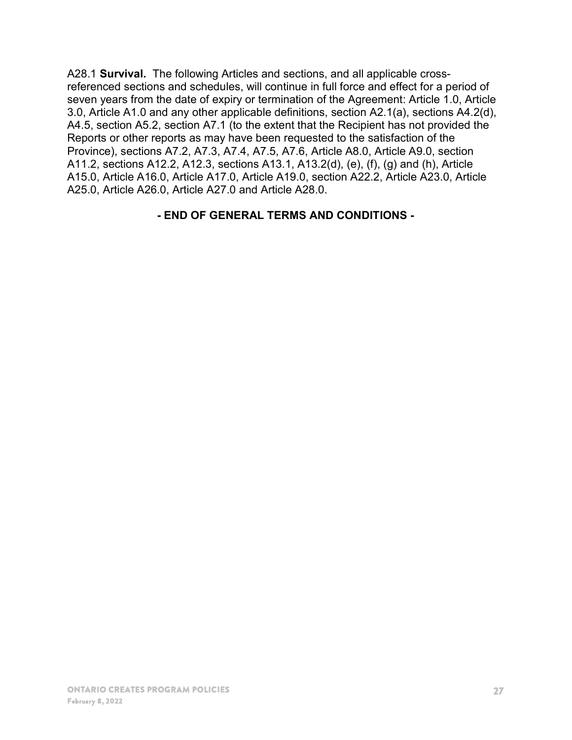A28.1 **Survival.** The following Articles and sections, and all applicable cross-referenced sections and schedules, will continue in full force and effect for a period of seven years from the date of expiry or termination of the Agreement: Article 1.0, Article 3.0, Article A1.0 and any other applicable definitions, section A2.1(a), sections A4.2(d), A4.5, section A5.2, section A7.1 (to the extent that the Recipient has not provided the Reports or other reports as may have been requested to the satisfaction of the Province), sections A7.2, A7.3, A7.4, A7.5, A7.6, Article A8.0, Article A9.0, section A11.2, sections A12.2, A12.3, sections A13.1, A13.2(d), (e), (f), (g) and (h), Article A15.0, Article A16.0, Article A17.0, Article A19.0, section A22.2, Article A23.0, Article A25.0, Article A26.0, Article A27.0 and Article A28.0.

**- END OF GENERAL TERMS AND CONDITIONS -**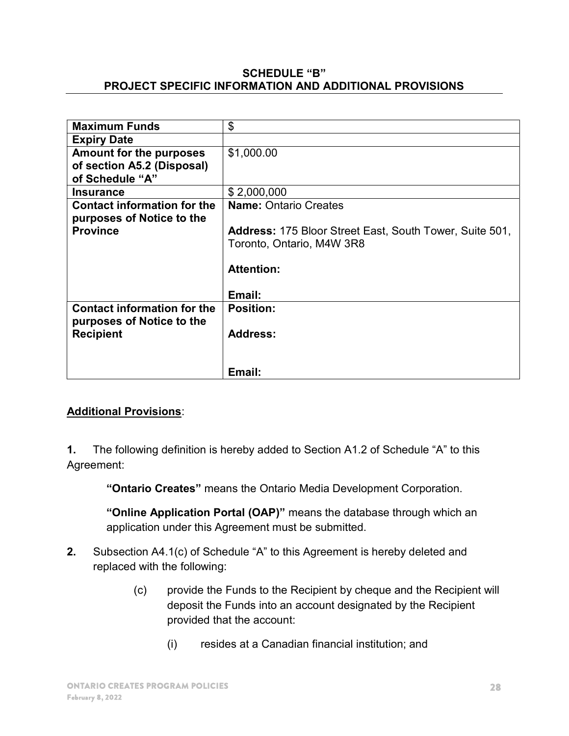**SCHEDULE "B"**
**PROJECT SPECIFIC INFORMATION AND ADDITIONAL PROVISIONS**

| | |
|---|---|
| **Maximum Funds** | $ |
| **Expiry Date** | |
| **Amount for the purposes of section A5.2 (Disposal) of Schedule "A"** | $1,000.00 |
| **Insurance** | $ 2,000,000 |
| **Contact information for the purposes of Notice to the Province** | **Name:** Ontario Creates<br><br>**Address:** 175 Bloor Street East, South Tower, Suite 501, Toronto, Ontario, M4W 3R8<br><br>**Attention:**<br><br>**Email:** |
| **Contact information for the purposes of Notice to the Recipient** | **Position:**<br><br>**Address:**<br><br><br>**Email:** |

**<u>Additional Provisions</u>**:

**1.** The following definition is hereby added to Section A1.2 of Schedule "A" to this Agreement:

> **"Ontario Creates"** means the Ontario Media Development Corporation.
>
> **"Online Application Portal (OAP)"** means the database through which an application under this Agreement must be submitted.

**2.** Subsection A4.1(c) of Schedule "A" to this Agreement is hereby deleted and replaced with the following:

> (c) provide the Funds to the Recipient by cheque and the Recipient will deposit the Funds into an account designated by the Recipient provided that the account:
>
> > (i) resides at a Canadian financial institution; and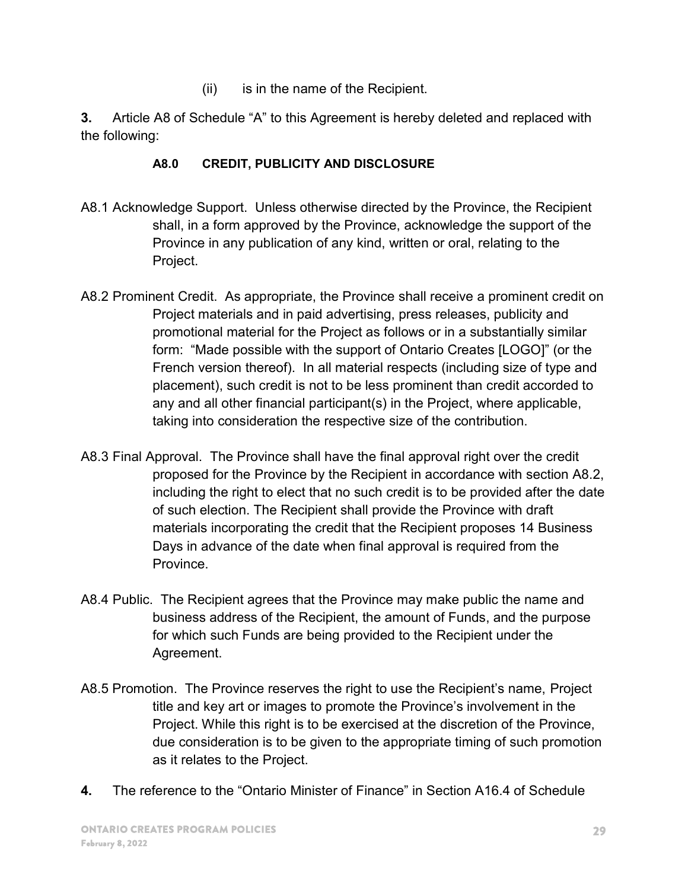(ii) is in the name of the Recipient.

**3.** Article A8 of Schedule “A” to this Agreement is hereby deleted and replaced with the following:

**A8.0 CREDIT, PUBLICITY AND DISCLOSURE**

A8.1 Acknowledge Support. Unless otherwise directed by the Province, the Recipient shall, in a form approved by the Province, acknowledge the support of the Province in any publication of any kind, written or oral, relating to the Project.

A8.2 Prominent Credit. As appropriate, the Province shall receive a prominent credit on Project materials and in paid advertising, press releases, publicity and promotional material for the Project as follows or in a substantially similar form: “Made possible with the support of Ontario Creates [LOGO]” (or the French version thereof). In all material respects (including size of type and placement), such credit is not to be less prominent than credit accorded to any and all other financial participant(s) in the Project, where applicable, taking into consideration the respective size of the contribution.

A8.3 Final Approval. The Province shall have the final approval right over the credit proposed for the Province by the Recipient in accordance with section A8.2, including the right to elect that no such credit is to be provided after the date of such election. The Recipient shall provide the Province with draft materials incorporating the credit that the Recipient proposes 14 Business Days in advance of the date when final approval is required from the Province.

A8.4 Public. The Recipient agrees that the Province may make public the name and business address of the Recipient, the amount of Funds, and the purpose for which such Funds are being provided to the Recipient under the Agreement.

A8.5 Promotion. The Province reserves the right to use the Recipient’s name, Project title and key art or images to promote the Province’s involvement in the Project. While this right is to be exercised at the discretion of the Province, due consideration is to be given to the appropriate timing of such promotion as it relates to the Project.

**4.** The reference to the “Ontario Minister of Finance” in Section A16.4 of Schedule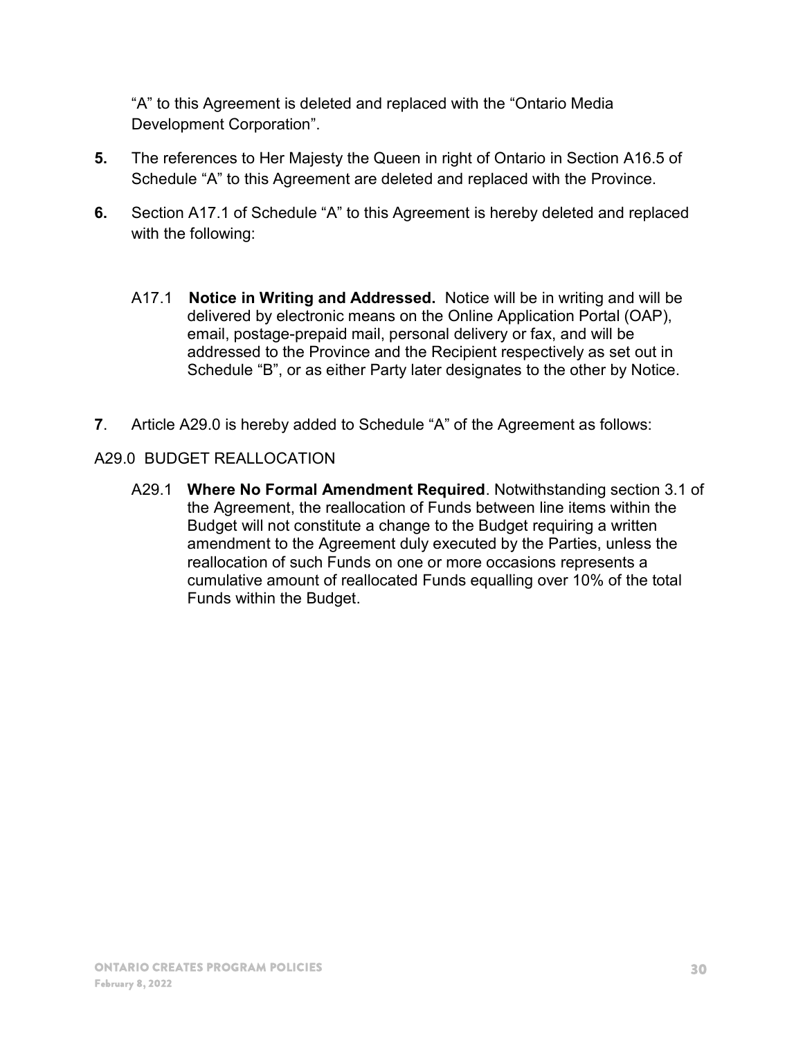"A" to this Agreement is deleted and replaced with the "Ontario Media Development Corporation".

**5.** The references to Her Majesty the Queen in right of Ontario in Section A16.5 of Schedule "A" to this Agreement are deleted and replaced with the Province.

**6.** Section A17.1 of Schedule "A" to this Agreement is hereby deleted and replaced with the following:

A17.1 **Notice in Writing and Addressed.** Notice will be in writing and will be delivered by electronic means on the Online Application Portal (OAP), email, postage-prepaid mail, personal delivery or fax, and will be addressed to the Province and the Recipient respectively as set out in Schedule "B", or as either Party later designates to the other by Notice.

**7**. Article A29.0 is hereby added to Schedule "A" of the Agreement as follows:

A29.0 BUDGET REALLOCATION

A29.1 **Where No Formal Amendment Required**. Notwithstanding section 3.1 of the Agreement, the reallocation of Funds between line items within the Budget will not constitute a change to the Budget requiring a written amendment to the Agreement duly executed by the Parties, unless the reallocation of such Funds on one or more occasions represents a cumulative amount of reallocated Funds equalling over 10% of the total Funds within the Budget.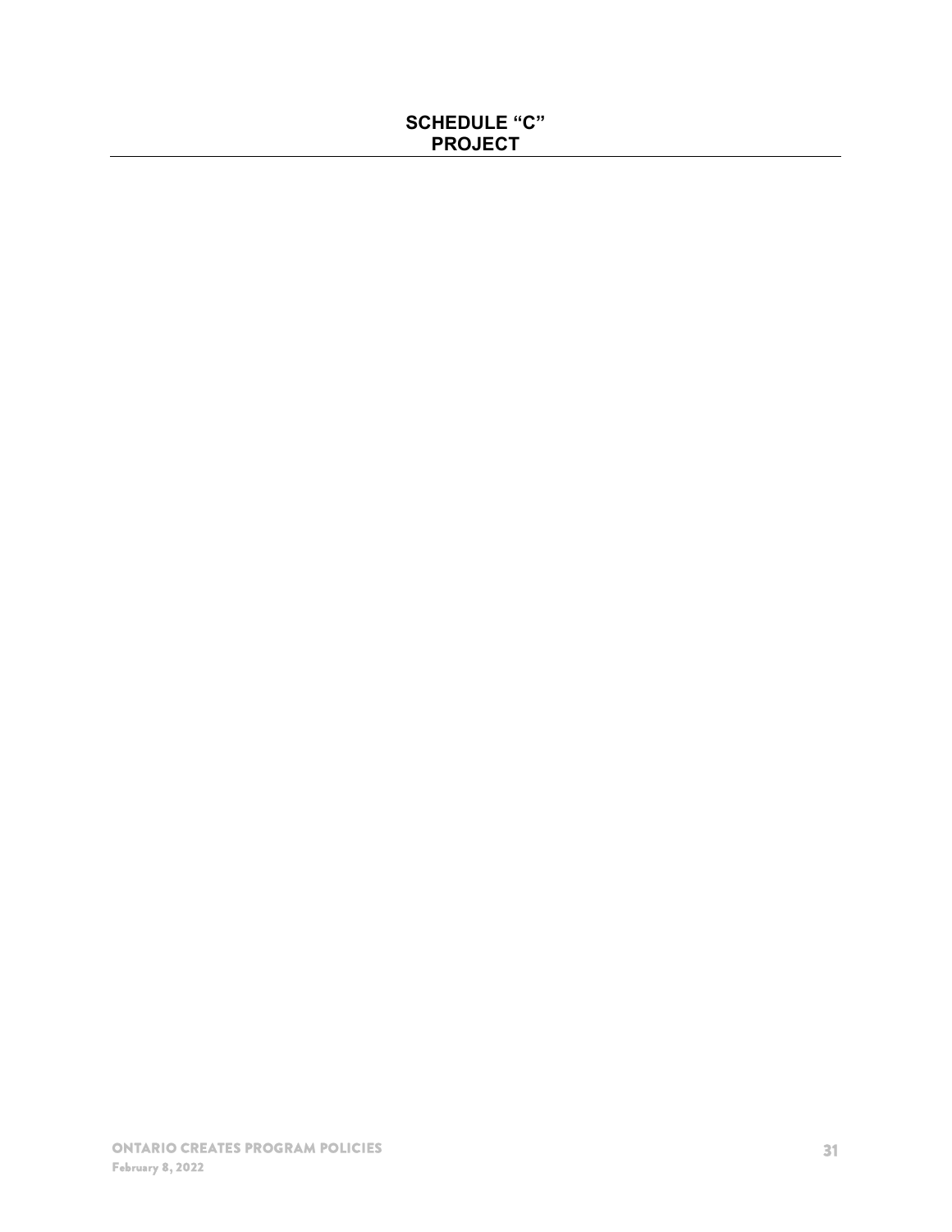## SCHEDULE "C"
## PROJECT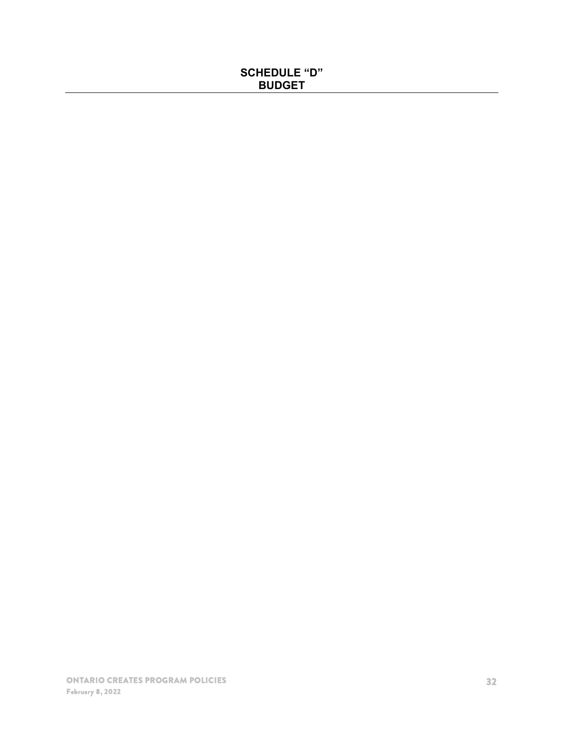# SCHEDULE "D"
# BUDGET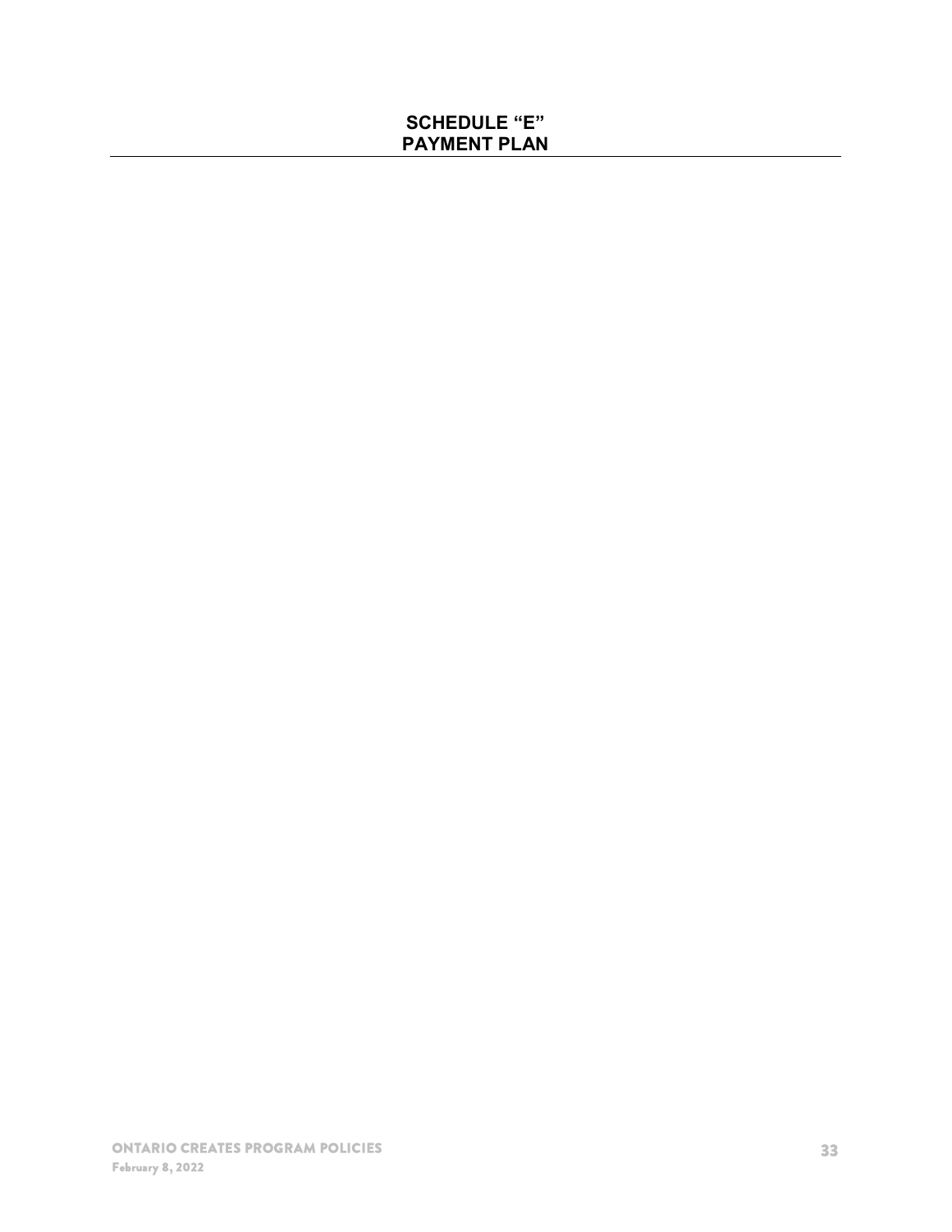## SCHEDULE "E"
## PAYMENT PLAN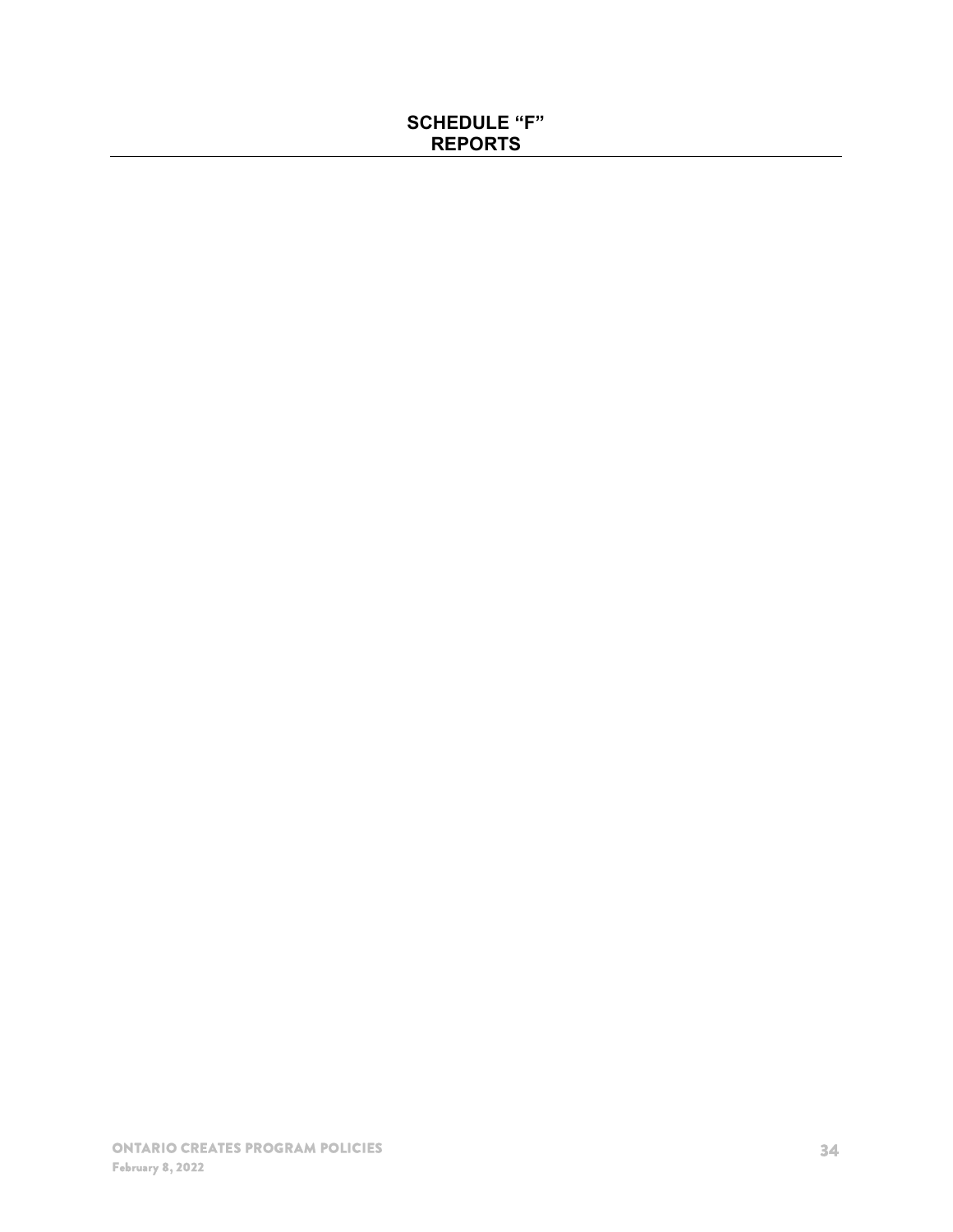# SCHEDULE "F"
# REPORTS